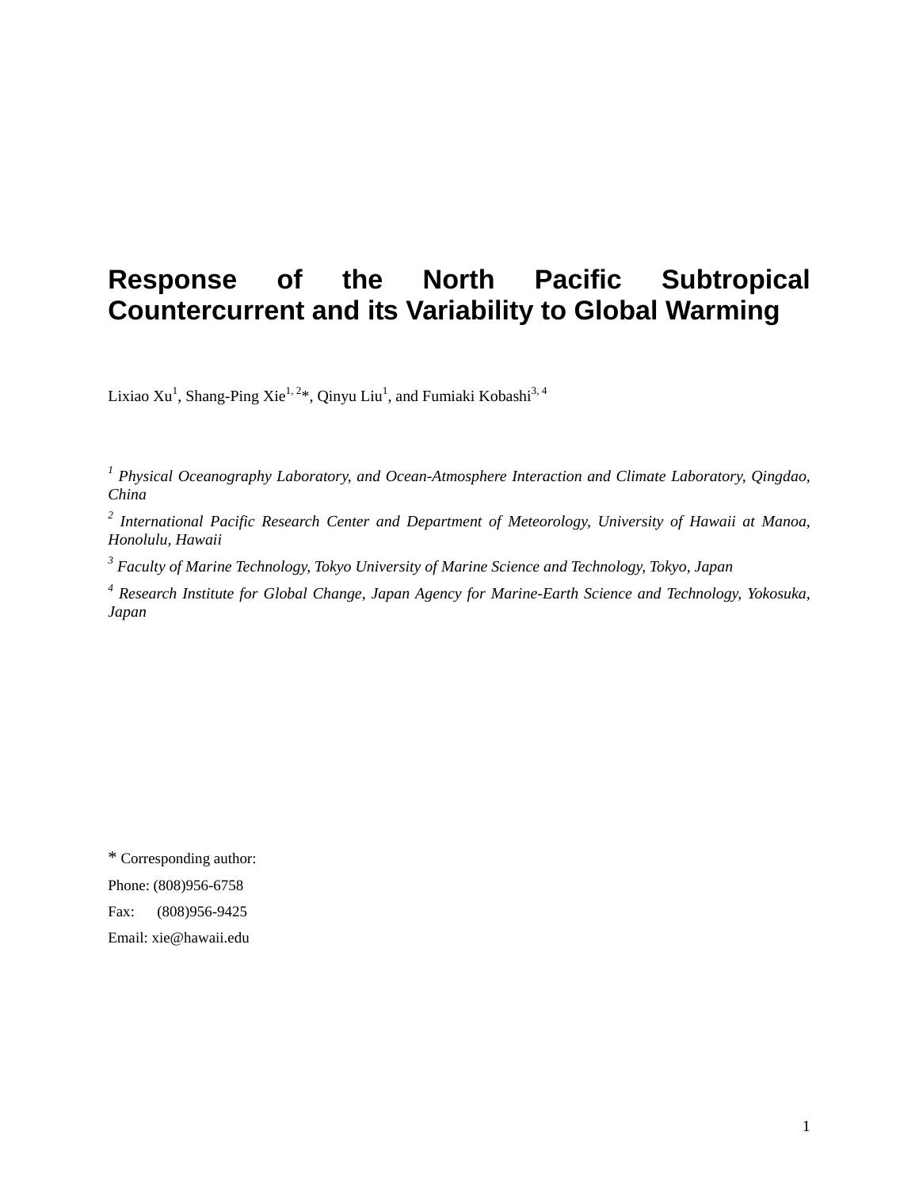# Response of the North Pacific Subtropical Countercurrent and its Variability to Global Warming

Lixiao Xu[1], Shang-Ping Xie[1, 2]*, Qinyu Liu[1], and Fumiaki Kobashi[3, 4]

[1] *Physical Oceanography Laboratory, and Ocean-Atmosphere Interaction and Climate Laboratory, Qingdao, China*

[2] *International Pacific Research Center and Department of Meteorology, University of Hawaii at Manoa, Honolulu, Hawaii*

[3] *Faculty of Marine Technology, Tokyo University of Marine Science and Technology, Tokyo, Japan*

[4] *Research Institute for Global Change, Japan Agency for Marine-Earth Science and Technology, Yokosuka, Japan*

* Corresponding author:

Phone: (808)956-6758

Fax: (808)956-9425

Email: xie@hawaii.edu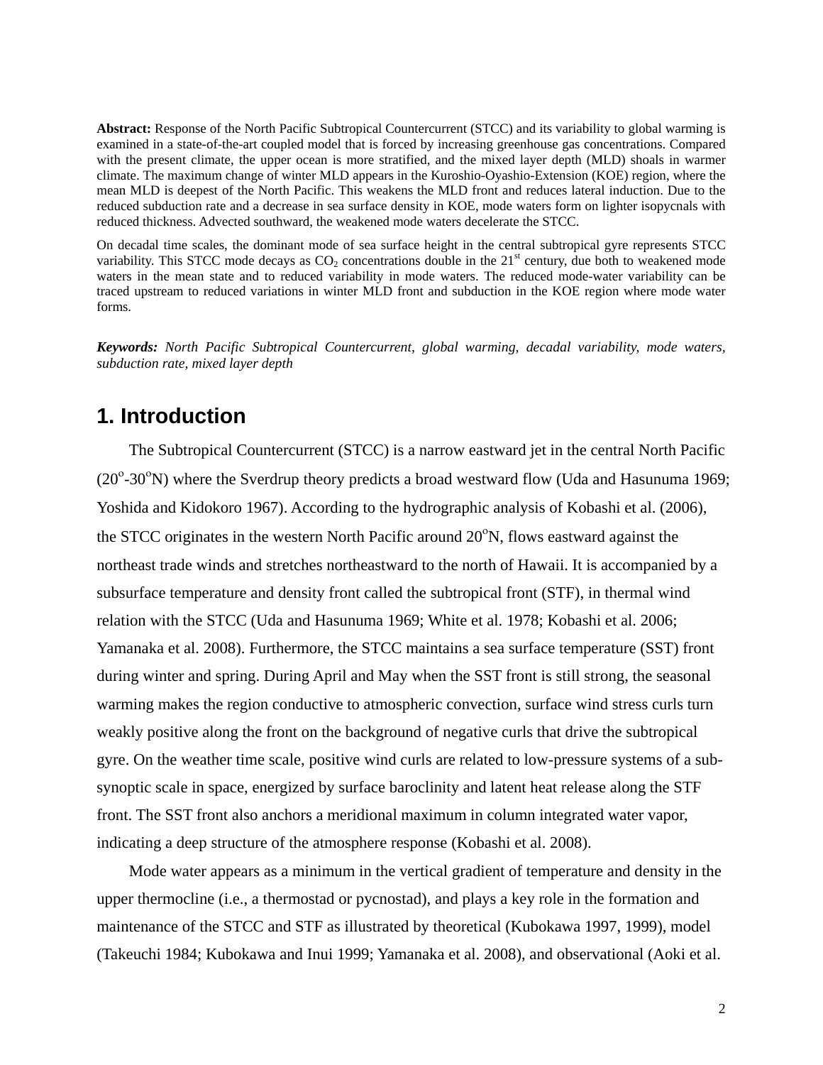**Abstract:** Response of the North Pacific Subtropical Countercurrent (STCC) and its variability to global warming is examined in a state-of-the-art coupled model that is forced by increasing greenhouse gas concentrations. Compared with the present climate, the upper ocean is more stratified, and the mixed layer depth (MLD) shoals in warmer climate. The maximum change of winter MLD appears in the Kuroshio-Oyashio-Extension (KOE) region, where the mean MLD is deepest of the North Pacific. This weakens the MLD front and reduces lateral induction. Due to the reduced subduction rate and a decrease in sea surface density in KOE, mode waters form on lighter isopycnals with reduced thickness. Advected southward, the weakened mode waters decelerate the STCC.

On decadal time scales, the dominant mode of sea surface height in the central subtropical gyre represents STCC variability. This STCC mode decays as $CO_2$ concentrations double in the 21$^{st}$ century, due both to weakened mode waters in the mean state and to reduced variability in mode waters. The reduced mode-water variability can be traced upstream to reduced variations in winter MLD front and subduction in the KOE region where mode water forms.

***Keywords:*** *North Pacific Subtropical Countercurrent, global warming, decadal variability, mode waters, subduction rate, mixed layer depth*

# 1. Introduction

The Subtropical Countercurrent (STCC) is a narrow eastward jet in the central North Pacific (20$^{o}$-30$^{o}$N) where the Sverdrup theory predicts a broad westward flow (Uda and Hasunuma 1969; Yoshida and Kidokoro 1967). According to the hydrographic analysis of Kobashi et al. (2006), the STCC originates in the western North Pacific around 20$^{o}$N, flows eastward against the northeast trade winds and stretches northeastward to the north of Hawaii. It is accompanied by a subsurface temperature and density front called the subtropical front (STF), in thermal wind relation with the STCC (Uda and Hasunuma 1969; White et al. 1978; Kobashi et al. 2006; Yamanaka et al. 2008). Furthermore, the STCC maintains a sea surface temperature (SST) front during winter and spring. During April and May when the SST front is still strong, the seasonal warming makes the region conductive to atmospheric convection, surface wind stress curls turn weakly positive along the front on the background of negative curls that drive the subtropical gyre. On the weather time scale, positive wind curls are related to low-pressure systems of a sub-synoptic scale in space, energized by surface baroclinity and latent heat release along the STF front. The SST front also anchors a meridional maximum in column integrated water vapor, indicating a deep structure of the atmosphere response (Kobashi et al. 2008).

Mode water appears as a minimum in the vertical gradient of temperature and density in the upper thermocline (i.e., a thermostad or pycnostad), and plays a key role in the formation and maintenance of the STCC and STF as illustrated by theoretical (Kubokawa 1997, 1999), model (Takeuchi 1984; Kubokawa and Inui 1999; Yamanaka et al. 2008), and observational (Aoki et al.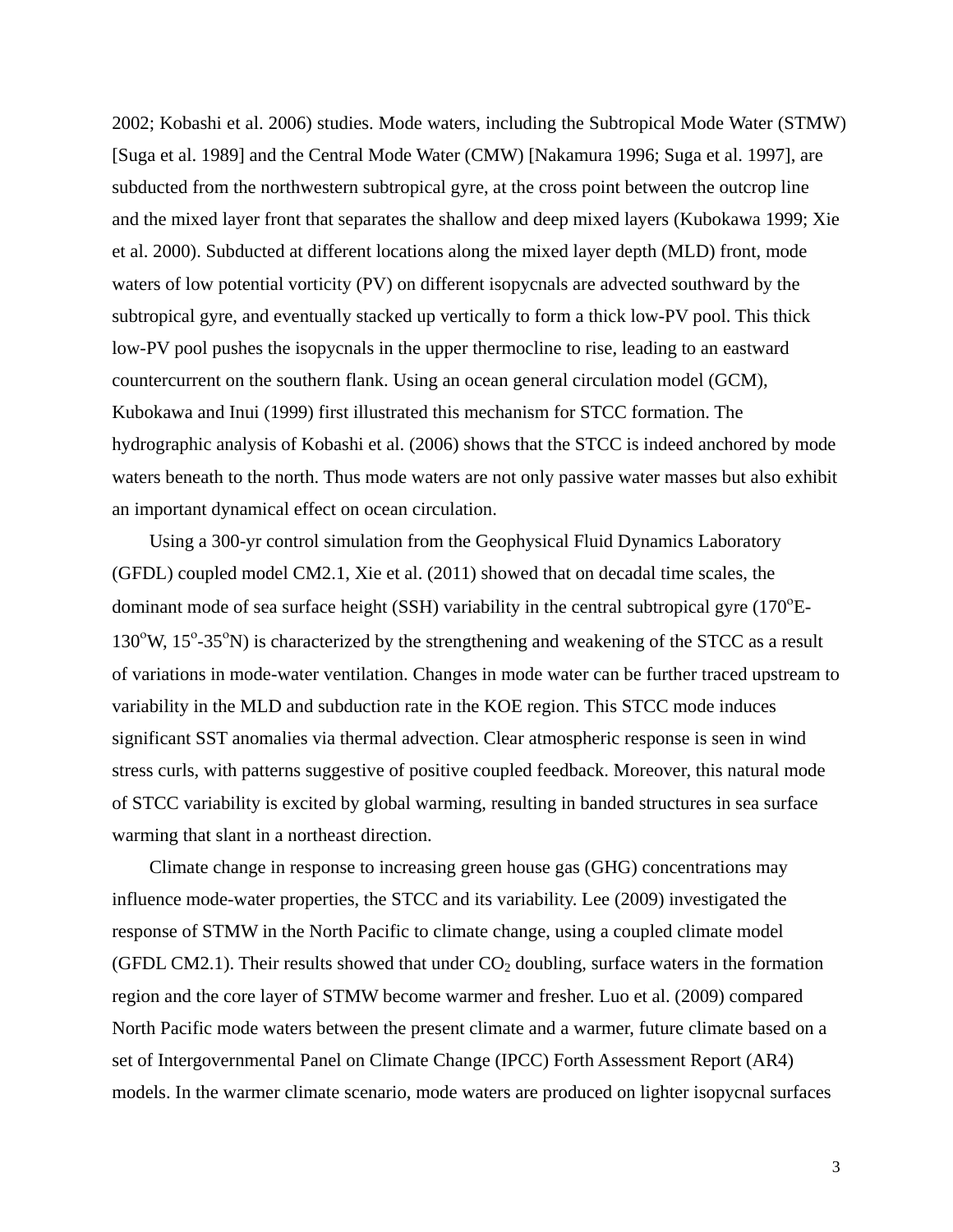2002; Kobashi et al. 2006) studies. Mode waters, including the Subtropical Mode Water (STMW) [Suga et al. 1989] and the Central Mode Water (CMW) [Nakamura 1996; Suga et al. 1997], are subducted from the northwestern subtropical gyre, at the cross point between the outcrop line and the mixed layer front that separates the shallow and deep mixed layers (Kubokawa 1999; Xie et al. 2000). Subducted at different locations along the mixed layer depth (MLD) front, mode waters of low potential vorticity (PV) on different isopycnals are advected southward by the subtropical gyre, and eventually stacked up vertically to form a thick low-PV pool. This thick low-PV pool pushes the isopycnals in the upper thermocline to rise, leading to an eastward countercurrent on the southern flank. Using an ocean general circulation model (GCM), Kubokawa and Inui (1999) first illustrated this mechanism for STCC formation. The hydrographic analysis of Kobashi et al. (2006) shows that the STCC is indeed anchored by mode waters beneath to the north. Thus mode waters are not only passive water masses but also exhibit an important dynamical effect on ocean circulation.

Using a 300-yr control simulation from the Geophysical Fluid Dynamics Laboratory (GFDL) coupled model CM2.1, Xie et al. (2011) showed that on decadal time scales, the dominant mode of sea surface height (SSH) variability in the central subtropical gyre (170$^{o}$E-130$^{o}$W, 15$^{o}$-35$^{o}$N) is characterized by the strengthening and weakening of the STCC as a result of variations in mode-water ventilation. Changes in mode water can be further traced upstream to variability in the MLD and subduction rate in the KOE region. This STCC mode induces significant SST anomalies via thermal advection. Clear atmospheric response is seen in wind stress curls, with patterns suggestive of positive coupled feedback. Moreover, this natural mode of STCC variability is excited by global warming, resulting in banded structures in sea surface warming that slant in a northeast direction.

Climate change in response to increasing green house gas (GHG) concentrations may influence mode-water properties, the STCC and its variability. Lee (2009) investigated the response of STMW in the North Pacific to climate change, using a coupled climate model (GFDL CM2.1). Their results showed that under $CO_2$ doubling, surface waters in the formation region and the core layer of STMW become warmer and fresher. Luo et al. (2009) compared North Pacific mode waters between the present climate and a warmer, future climate based on a set of Intergovernmental Panel on Climate Change (IPCC) Forth Assessment Report (AR4) models. In the warmer climate scenario, mode waters are produced on lighter isopycnal surfaces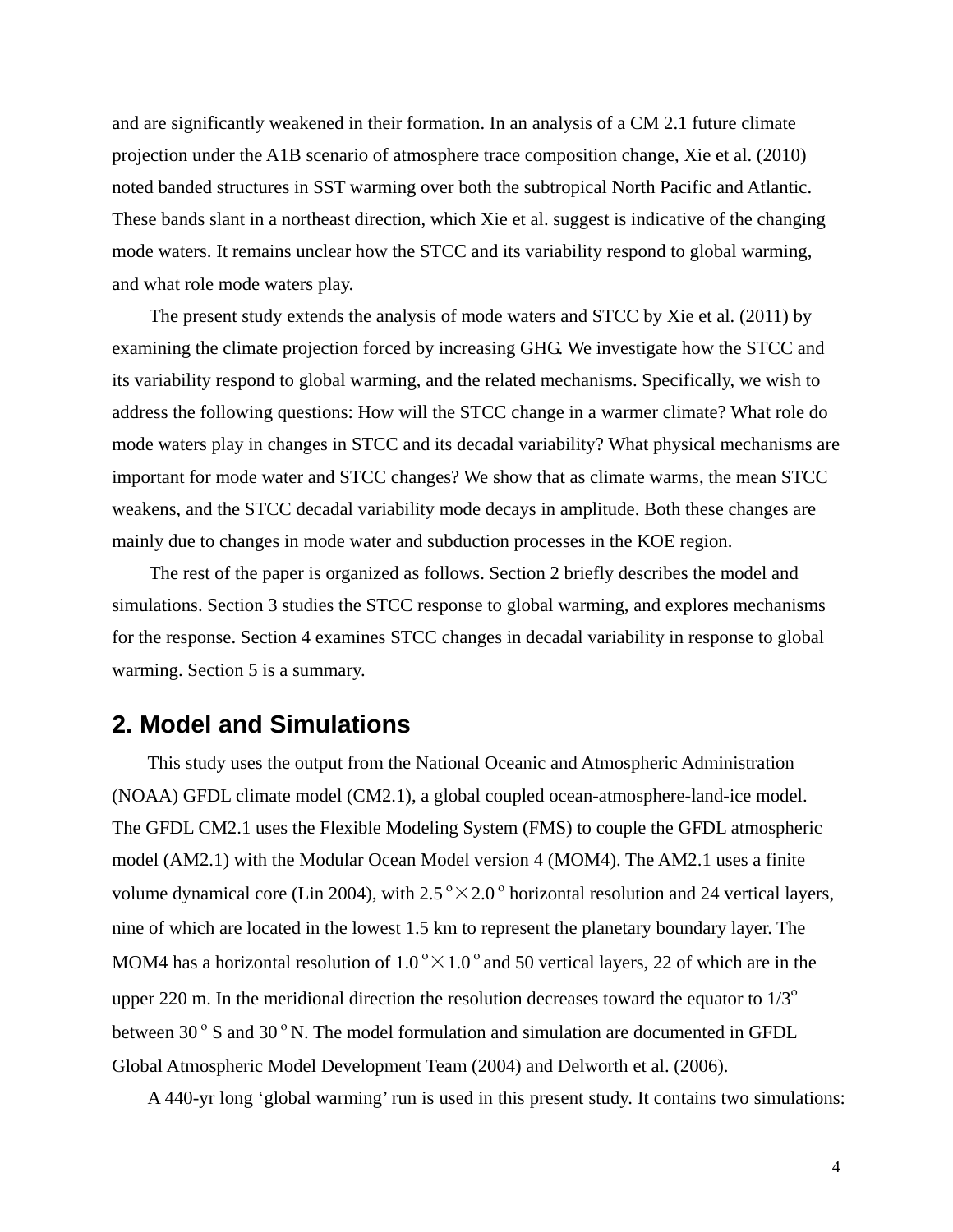and are significantly weakened in their formation. In an analysis of a CM 2.1 future climate projection under the A1B scenario of atmosphere trace composition change, Xie et al. (2010) noted banded structures in SST warming over both the subtropical North Pacific and Atlantic. These bands slant in a northeast direction, which Xie et al. suggest is indicative of the changing mode waters. It remains unclear how the STCC and its variability respond to global warming, and what role mode waters play.

The present study extends the analysis of mode waters and STCC by Xie et al. (2011) by examining the climate projection forced by increasing GHG. We investigate how the STCC and its variability respond to global warming, and the related mechanisms. Specifically, we wish to address the following questions: How will the STCC change in a warmer climate? What role do mode waters play in changes in STCC and its decadal variability? What physical mechanisms are important for mode water and STCC changes? We show that as climate warms, the mean STCC weakens, and the STCC decadal variability mode decays in amplitude. Both these changes are mainly due to changes in mode water and subduction processes in the KOE region.

The rest of the paper is organized as follows. Section 2 briefly describes the model and simulations. Section 3 studies the STCC response to global warming, and explores mechanisms for the response. Section 4 examines STCC changes in decadal variability in response to global warming. Section 5 is a summary.

## 2. Model and Simulations

This study uses the output from the National Oceanic and Atmospheric Administration (NOAA) GFDL climate model (CM2.1), a global coupled ocean-atmosphere-land-ice model. The GFDL CM2.1 uses the Flexible Modeling System (FMS) to couple the GFDL atmospheric model (AM2.1) with the Modular Ocean Model version 4 (MOM4). The AM2.1 uses a finite volume dynamical core (Lin 2004), with $2.5^{\circ}\times 2.0^{\circ}$ horizontal resolution and 24 vertical layers, nine of which are located in the lowest 1.5 km to represent the planetary boundary layer. The MOM4 has a horizontal resolution of $1.0^{\circ}\times 1.0^{\circ}$ and 50 vertical layers, 22 of which are in the upper 220 m. In the meridional direction the resolution decreases toward the equator to $1/3^{\circ}$ between $30^{\circ}$ S and $30^{\circ}$ N. The model formulation and simulation are documented in GFDL Global Atmospheric Model Development Team (2004) and Delworth et al. (2006).

A 440-yr long 'global warming' run is used in this present study. It contains two simulations: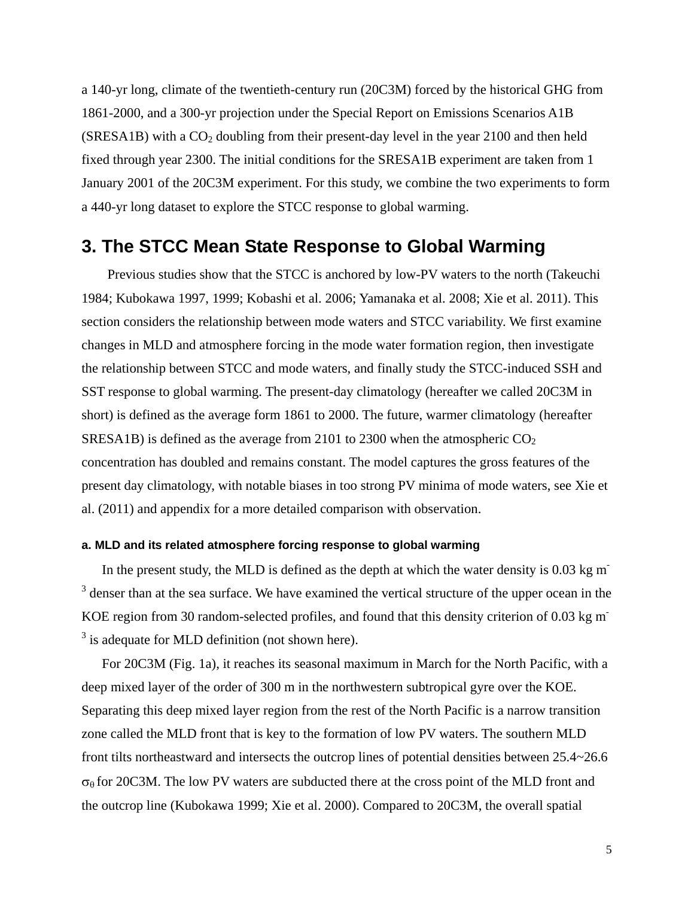a 140-yr long, climate of the twentieth-century run (20C3M) forced by the historical GHG from 1861-2000, and a 300-yr projection under the Special Report on Emissions Scenarios A1B (SRESA1B) with a $CO_2$ doubling from their present-day level in the year 2100 and then held fixed through year 2300. The initial conditions for the SRESA1B experiment are taken from 1 January 2001 of the 20C3M experiment. For this study, we combine the two experiments to form a 440-yr long dataset to explore the STCC response to global warming.

## 3. The STCC Mean State Response to Global Warming

Previous studies show that the STCC is anchored by low-PV waters to the north (Takeuchi 1984; Kubokawa 1997, 1999; Kobashi et al. 2006; Yamanaka et al. 2008; Xie et al. 2011). This section considers the relationship between mode waters and STCC variability. We first examine changes in MLD and atmosphere forcing in the mode water formation region, then investigate the relationship between STCC and mode waters, and finally study the STCC-induced SSH and SST response to global warming. The present-day climatology (hereafter we called 20C3M in short) is defined as the average form 1861 to 2000. The future, warmer climatology (hereafter SRESA1B) is defined as the average from 2101 to 2300 when the atmospheric $CO_2$ concentration has doubled and remains constant. The model captures the gross features of the present day climatology, with notable biases in too strong PV minima of mode waters, see Xie et al. (2011) and appendix for a more detailed comparison with observation.

#### a. MLD and its related atmosphere forcing response to global warming

In the present study, the MLD is defined as the depth at which the water density is 0.03 kg $m^{-3}$ denser than at the sea surface. We have examined the vertical structure of the upper ocean in the KOE region from 30 random-selected profiles, and found that this density criterion of 0.03 kg $m^{-3}$ is adequate for MLD definition (not shown here).

For 20C3M (Fig. 1a), it reaches its seasonal maximum in March for the North Pacific, with a deep mixed layer of the order of 300 m in the northwestern subtropical gyre over the KOE. Separating this deep mixed layer region from the rest of the North Pacific is a narrow transition zone called the MLD front that is key to the formation of low PV waters. The southern MLD front tilts northeastward and intersects the outcrop lines of potential densities between 25.4~26.6 $\sigma_\theta$ for 20C3M. The low PV waters are subducted there at the cross point of the MLD front and the outcrop line (Kubokawa 1999; Xie et al. 2000). Compared to 20C3M, the overall spatial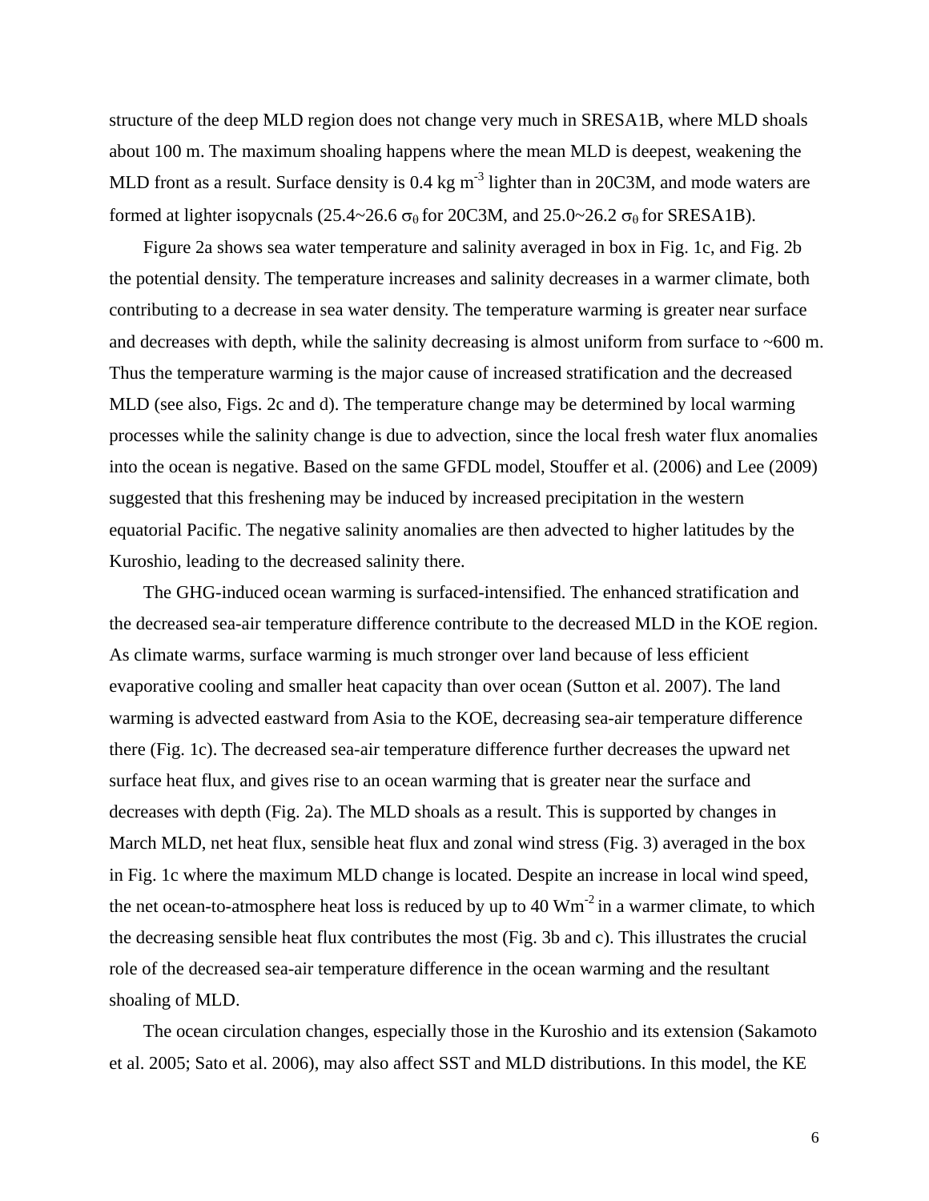structure of the deep MLD region does not change very much in SRESA1B, where MLD shoals about 100 m. The maximum shoaling happens where the mean MLD is deepest, weakening the MLD front as a result. Surface density is 0.4 kg $m^{-3}$ lighter than in 20C3M, and mode waters are formed at lighter isopycnals (25.4~26.6 $\sigma_\theta$ for 20C3M, and 25.0~26.2 $\sigma_\theta$ for SRESA1B).

Figure 2a shows sea water temperature and salinity averaged in box in Fig. 1c, and Fig. 2b the potential density. The temperature increases and salinity decreases in a warmer climate, both contributing to a decrease in sea water density. The temperature warming is greater near surface and decreases with depth, while the salinity decreasing is almost uniform from surface to ~600 m. Thus the temperature warming is the major cause of increased stratification and the decreased MLD (see also, Figs. 2c and d). The temperature change may be determined by local warming processes while the salinity change is due to advection, since the local fresh water flux anomalies into the ocean is negative. Based on the same GFDL model, Stouffer et al. (2006) and Lee (2009) suggested that this freshening may be induced by increased precipitation in the western equatorial Pacific. The negative salinity anomalies are then advected to higher latitudes by the Kuroshio, leading to the decreased salinity there.

The GHG-induced ocean warming is surfaced-intensified. The enhanced stratification and the decreased sea-air temperature difference contribute to the decreased MLD in the KOE region. As climate warms, surface warming is much stronger over land because of less efficient evaporative cooling and smaller heat capacity than over ocean (Sutton et al. 2007). The land warming is advected eastward from Asia to the KOE, decreasing sea-air temperature difference there (Fig. 1c). The decreased sea-air temperature difference further decreases the upward net surface heat flux, and gives rise to an ocean warming that is greater near the surface and decreases with depth (Fig. 2a). The MLD shoals as a result. This is supported by changes in March MLD, net heat flux, sensible heat flux and zonal wind stress (Fig. 3) averaged in the box in Fig. 1c where the maximum MLD change is located. Despite an increase in local wind speed, the net ocean-to-atmosphere heat loss is reduced by up to 40 $Wm^{-2}$ in a warmer climate, to which the decreasing sensible heat flux contributes the most (Fig. 3b and c). This illustrates the crucial role of the decreased sea-air temperature difference in the ocean warming and the resultant shoaling of MLD.

The ocean circulation changes, especially those in the Kuroshio and its extension (Sakamoto et al. 2005; Sato et al. 2006), may also affect SST and MLD distributions. In this model, the KE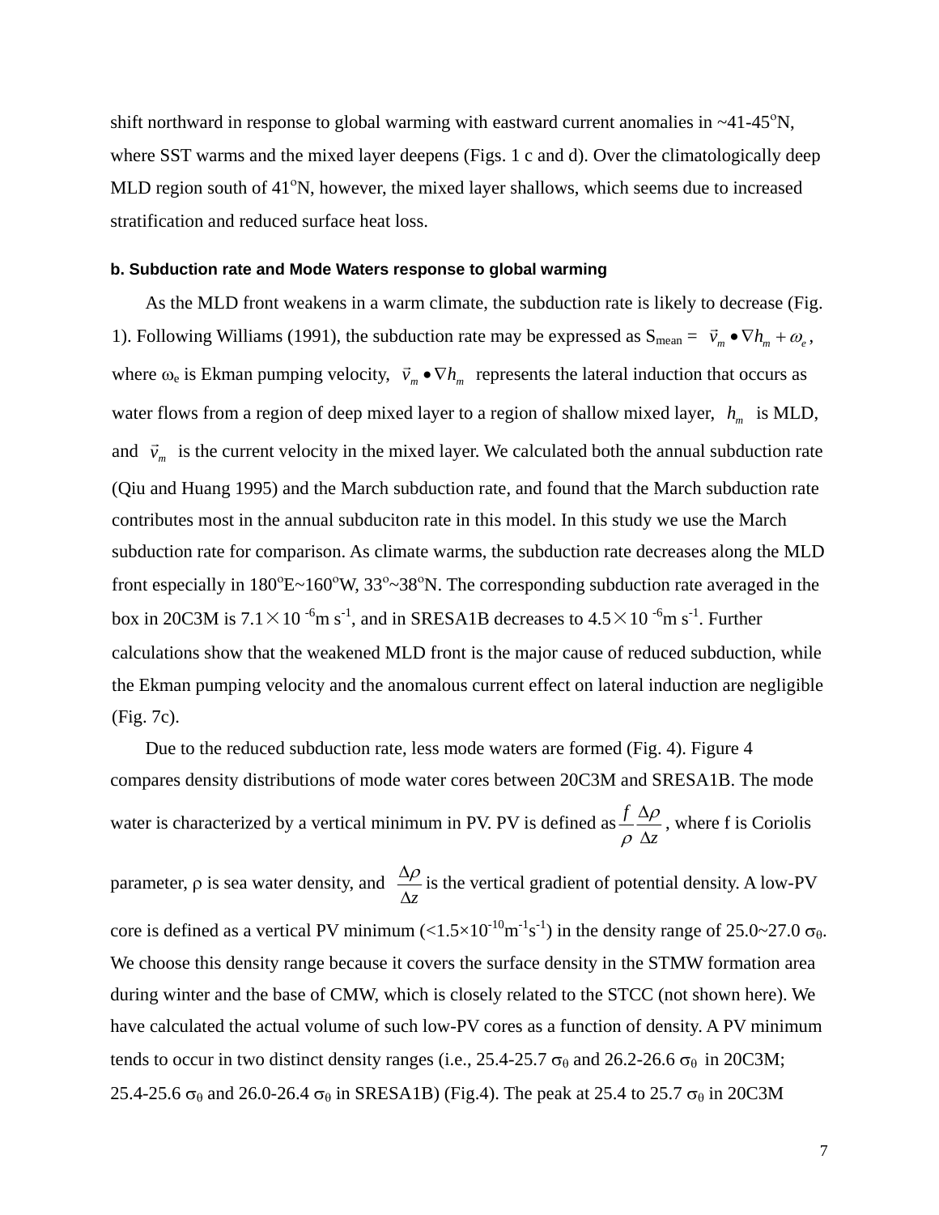shift northward in response to global warming with eastward current anomalies in ~41-45°N, where SST warms and the mixed layer deepens (Figs. 1 c and d). Over the climatologically deep MLD region south of 41°N, however, the mixed layer shallows, which seems due to increased stratification and reduced surface heat loss.

#### b. Subduction rate and Mode Waters response to global warming

As the MLD front weakens in a warm climate, the subduction rate is likely to decrease (Fig. 1). Following Williams (1991), the subduction rate may be expressed as $S_{mean} = \vec{v}_m \bullet \nabla h_m + \omega_e$, where $\omega_e$ is Ekman pumping velocity, $\vec{v}_m \bullet \nabla h_m$ represents the lateral induction that occurs as water flows from a region of deep mixed layer to a region of shallow mixed layer, $h_m$ is MLD, and $\vec{v}_m$ is the current velocity in the mixed layer. We calculated both the annual subduction rate (Qiu and Huang 1995) and the March subduction rate, and found that the March subduction rate contributes most in the annual subduciton rate in this model. In this study we use the March subduction rate for comparison. As climate warms, the subduction rate decreases along the MLD front especially in 180°E~160°W, 33°~38°N. The corresponding subduction rate averaged in the box in 20C3M is $7.1\times10^{-6}$m s$^{-1}$, and in SRESA1B decreases to $4.5\times10^{-6}$m s$^{-1}$. Further calculations show that the weakened MLD front is the major cause of reduced subduction, while the Ekman pumping velocity and the anomalous current effect on lateral induction are negligible (Fig. 7c).

Due to the reduced subduction rate, less mode waters are formed (Fig. 4). Figure 4 compares density distributions of mode water cores between 20C3M and SRESA1B. The mode water is characterized by a vertical minimum in PV. PV is defined as $\frac{f}{\rho}\frac{\Delta\rho}{\Delta z}$, where f is Coriolis parameter, $\rho$ is sea water density, and $\frac{\Delta\rho}{\Delta z}$ is the vertical gradient of potential density. A low-PV core is defined as a vertical PV minimum ($<1.5\times10^{-10}$m$^{-1}$s$^{-1}$) in the density range of 25.0~27.0 $\sigma_\theta$. We choose this density range because it covers the surface density in the STMW formation area during winter and the base of CMW, which is closely related to the STCC (not shown here). We have calculated the actual volume of such low-PV cores as a function of density. A PV minimum tends to occur in two distinct density ranges (i.e., 25.4-25.7 $\sigma_\theta$ and 26.2-26.6 $\sigma_\theta$ in 20C3M; 25.4-25.6 $\sigma_\theta$ and 26.0-26.4 $\sigma_\theta$ in SRESA1B) (Fig.4). The peak at 25.4 to 25.7 $\sigma_\theta$ in 20C3M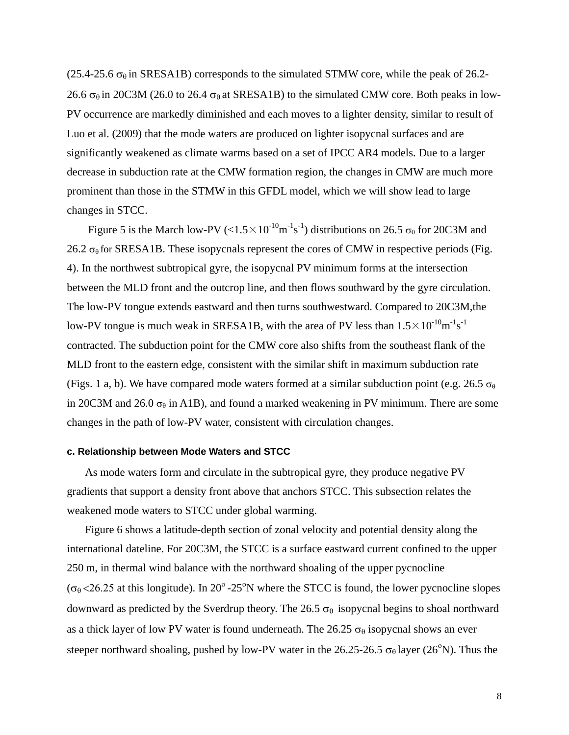(25.4-25.6 $\sigma_\theta$ in SRESA1B) corresponds to the simulated STMW core, while the peak of 26.2-26.6 $\sigma_\theta$ in 20C3M (26.0 to 26.4 $\sigma_\theta$ at SRESA1B) to the simulated CMW core. Both peaks in low-PV occurrence are markedly diminished and each moves to a lighter density, similar to result of Luo et al. (2009) that the mode waters are produced on lighter isopycnal surfaces and are significantly weakened as climate warms based on a set of IPCC AR4 models. Due to a larger decrease in subduction rate at the CMW formation region, the changes in CMW are much more prominent than those in the STMW in this GFDL model, which we will show lead to large changes in STCC.

Figure 5 is the March low-PV ($<1.5\times10^{-10}m^{-1}s^{-1}$) distributions on 26.5 $\sigma_\theta$ for 20C3M and 26.2 $\sigma_\theta$ for SRESA1B. These isopycnals represent the cores of CMW in respective periods (Fig. 4). In the northwest subtropical gyre, the isopycnal PV minimum forms at the intersection between the MLD front and the outcrop line, and then flows southward by the gyre circulation. The low-PV tongue extends eastward and then turns southwestward. Compared to 20C3M,the low-PV tongue is much weak in SRESA1B, with the area of PV less than $1.5\times10^{-10}m^{-1}s^{-1}$ contracted. The subduction point for the CMW core also shifts from the southeast flank of the MLD front to the eastern edge, consistent with the similar shift in maximum subduction rate (Figs. 1 a, b). We have compared mode waters formed at a similar subduction point (e.g. 26.5 $\sigma_\theta$ in 20C3M and 26.0 $\sigma_\theta$ in A1B), and found a marked weakening in PV minimum. There are some changes in the path of low-PV water, consistent with circulation changes.

#### c. Relationship between Mode Waters and STCC

As mode waters form and circulate in the subtropical gyre, they produce negative PV gradients that support a density front above that anchors STCC. This subsection relates the weakened mode waters to STCC under global warming.

Figure 6 shows a latitude-depth section of zonal velocity and potential density along the international dateline. For 20C3M, the STCC is a surface eastward current confined to the upper 250 m, in thermal wind balance with the northward shoaling of the upper pycnocline ($\sigma_\theta<26.25$ at this longitude). In $20^{\circ}$-$25^{\circ}$N where the STCC is found, the lower pycnocline slopes downward as predicted by the Sverdrup theory. The 26.5 $\sigma_\theta$ isopycnal begins to shoal northward as a thick layer of low PV water is found underneath. The 26.25 $\sigma_\theta$ isopycnal shows an ever steeper northward shoaling, pushed by low-PV water in the 26.25-26.5 $\sigma_\theta$ layer ($26^{\circ}$N). Thus the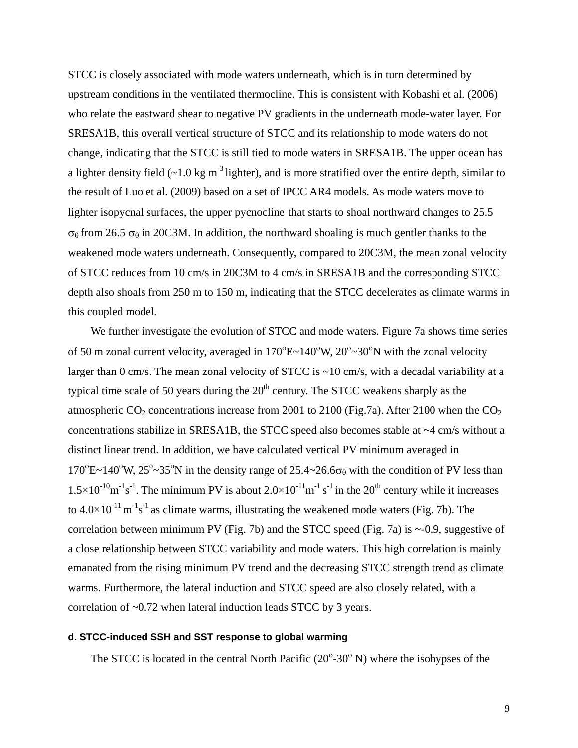STCC is closely associated with mode waters underneath, which is in turn determined by upstream conditions in the ventilated thermocline. This is consistent with Kobashi et al. (2006) who relate the eastward shear to negative PV gradients in the underneath mode-water layer. For SRESA1B, this overall vertical structure of STCC and its relationship to mode waters do not change, indicating that the STCC is still tied to mode waters in SRESA1B. The upper ocean has a lighter density field (~1.0 kg $m^{-3}$ lighter), and is more stratified over the entire depth, similar to the result of Luo et al. (2009) based on a set of IPCC AR4 models. As mode waters move to lighter isopycnal surfaces, the upper pycnocline that starts to shoal northward changes to 25.5 $\sigma_\theta$ from 26.5 $\sigma_\theta$ in 20C3M. In addition, the northward shoaling is much gentler thanks to the weakened mode waters underneath. Consequently, compared to 20C3M, the mean zonal velocity of STCC reduces from 10 cm/s in 20C3M to 4 cm/s in SRESA1B and the corresponding STCC depth also shoals from 250 m to 150 m, indicating that the STCC decelerates as climate warms in this coupled model.

We further investigate the evolution of STCC and mode waters. Figure 7a shows time series of 50 m zonal current velocity, averaged in 170°E~140°W, 20°~30°N with the zonal velocity larger than 0 cm/s. The mean zonal velocity of STCC is ~10 cm/s, with a decadal variability at a typical time scale of 50 years during the 20th century. The STCC weakens sharply as the atmospheric $CO_2$ concentrations increase from 2001 to 2100 (Fig.7a). After 2100 when the $CO_2$ concentrations stabilize in SRESA1B, the STCC speed also becomes stable at ~4 cm/s without a distinct linear trend. In addition, we have calculated vertical PV minimum averaged in 170°E~140°W, 25°~35°N in the density range of 25.4~26.6$\sigma_\theta$ with the condition of PV less than $1.5\times10^{-10}m^{-1}s^{-1}$. The minimum PV is about $2.0\times10^{-11}m^{-1}s^{-1}$ in the 20th century while it increases to $4.0\times10^{-11}m^{-1}s^{-1}$ as climate warms, illustrating the weakened mode waters (Fig. 7b). The correlation between minimum PV (Fig. 7b) and the STCC speed (Fig. 7a) is ~-0.9, suggestive of a close relationship between STCC variability and mode waters. This high correlation is mainly emanated from the rising minimum PV trend and the decreasing STCC strength trend as climate warms. Furthermore, the lateral induction and STCC speed are also closely related, with a correlation of ~0.72 when lateral induction leads STCC by 3 years.

**d. STCC-induced SSH and SST response to global warming**

The STCC is located in the central North Pacific (20°-30° N) where the isohypses of the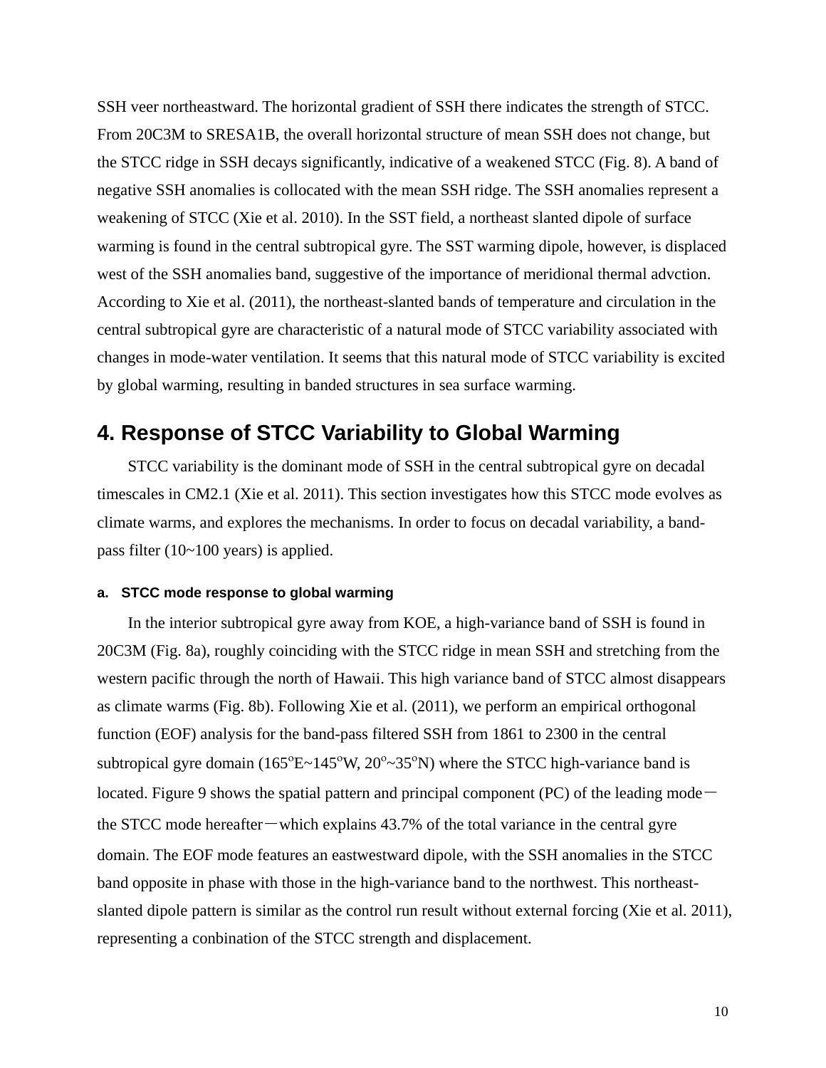SSH veer northeastward. The horizontal gradient of SSH there indicates the strength of STCC. From 20C3M to SRESA1B, the overall horizontal structure of mean SSH does not change, but the STCC ridge in SSH decays significantly, indicative of a weakened STCC (Fig. 8). A band of negative SSH anomalies is collocated with the mean SSH ridge. The SSH anomalies represent a weakening of STCC (Xie et al. 2010). In the SST field, a northeast slanted dipole of surface warming is found in the central subtropical gyre. The SST warming dipole, however, is displaced west of the SSH anomalies band, suggestive of the importance of meridional thermal advction. According to Xie et al. (2011), the northeast-slanted bands of temperature and circulation in the central subtropical gyre are characteristic of a natural mode of STCC variability associated with changes in mode-water ventilation. It seems that this natural mode of STCC variability is excited by global warming, resulting in banded structures in sea surface warming.

# 4. Response of STCC Variability to Global Warming

STCC variability is the dominant mode of SSH in the central subtropical gyre on decadal timescales in CM2.1 (Xie et al. 2011). This section investigates how this STCC mode evolves as climate warms, and explores the mechanisms. In order to focus on decadal variability, a band-pass filter (10~100 years) is applied.

### a. STCC mode response to global warming

In the interior subtropical gyre away from KOE, a high-variance band of SSH is found in 20C3M (Fig. 8a), roughly coinciding with the STCC ridge in mean SSH and stretching from the western pacific through the north of Hawaii. This high variance band of STCC almost disappears as climate warms (Fig. 8b). Following Xie et al. (2011), we perform an empirical orthogonal function (EOF) analysis for the band-pass filtered SSH from 1861 to 2300 in the central subtropical gyre domain (165$^{o}$E~145$^{o}$W, 20$^{o}$~35$^{o}$N) where the STCC high-variance band is located. Figure 9 shows the spatial pattern and principal component (PC) of the leading mode—the STCC mode hereafter—which explains 43.7% of the total variance in the central gyre domain. The EOF mode features an eastwestward dipole, with the SSH anomalies in the STCC band opposite in phase with those in the high-variance band to the northwest. This northeast-slanted dipole pattern is similar as the control run result without external forcing (Xie et al. 2011), representing a conbination of the STCC strength and displacement.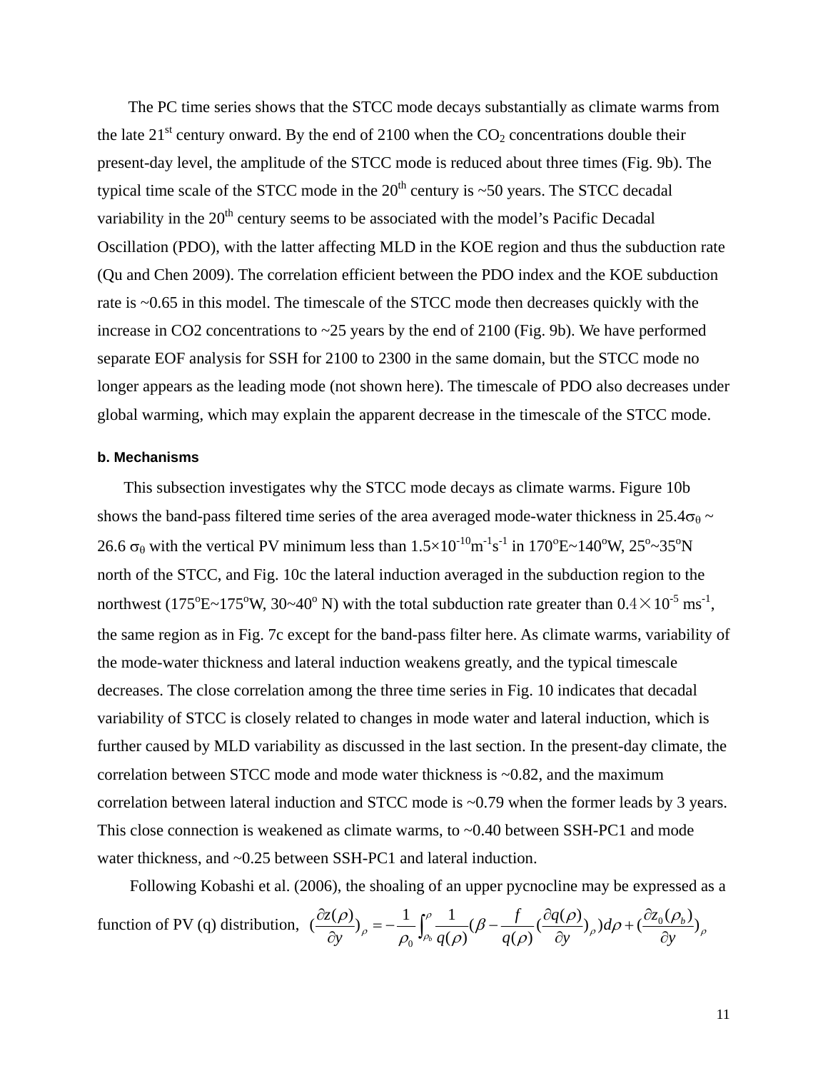The PC time series shows that the STCC mode decays substantially as climate warms from the late 21st century onward. By the end of 2100 when the $CO_2$ concentrations double their present-day level, the amplitude of the STCC mode is reduced about three times (Fig. 9b). The typical time scale of the STCC mode in the 20th century is ~50 years. The STCC decadal variability in the 20th century seems to be associated with the model's Pacific Decadal Oscillation (PDO), with the latter affecting MLD in the KOE region and thus the subduction rate (Qu and Chen 2009). The correlation efficient between the PDO index and the KOE subduction rate is ~0.65 in this model. The timescale of the STCC mode then decreases quickly with the increase in CO2 concentrations to ~25 years by the end of 2100 (Fig. 9b). We have performed separate EOF analysis for SSH for 2100 to 2300 in the same domain, but the STCC mode no longer appears as the leading mode (not shown here). The timescale of PDO also decreases under global warming, which may explain the apparent decrease in the timescale of the STCC mode.

**b. Mechanisms**

This subsection investigates why the STCC mode decays as climate warms. Figure 10b shows the band-pass filtered time series of the area averaged mode-water thickness in $25.4\sigma_\theta$ ~ $26.6\ \sigma_\theta$ with the vertical PV minimum less than $1.5\times10^{-10}\mathrm{m^{-1}s^{-1}}$ in 170°E~140°W, 25°~35°N north of the STCC, and Fig. 10c the lateral induction averaged in the subduction region to the northwest (175°E~175°W, 30~40° N) with the total subduction rate greater than $0.4\times10^{-5}\ \mathrm{ms^{-1}}$, the same region as in Fig. 7c except for the band-pass filter here. As climate warms, variability of the mode-water thickness and lateral induction weakens greatly, and the typical timescale decreases. The close correlation among the three time series in Fig. 10 indicates that decadal variability of STCC is closely related to changes in mode water and lateral induction, which is further caused by MLD variability as discussed in the last section. In the present-day climate, the correlation between STCC mode and mode water thickness is ~0.82, and the maximum correlation between lateral induction and STCC mode is ~0.79 when the former leads by 3 years. This close connection is weakened as climate warms, to ~0.40 between SSH-PC1 and mode water thickness, and ~0.25 between SSH-PC1 and lateral induction.

Following Kobashi et al. (2006), the shoaling of an upper pycnocline may be expressed as a function of PV (q) distribution, $(\frac{\partial z(\rho)}{\partial y})_\rho = -\frac{1}{\rho_0}\int_{\rho_b}^{\rho}\frac{1}{q(\rho)}(\beta - \frac{f}{q(\rho)}(\frac{\partial q(\rho)}{\partial y})_\rho)d\rho + (\frac{\partial z_0(\rho_b)}{\partial y})_\rho$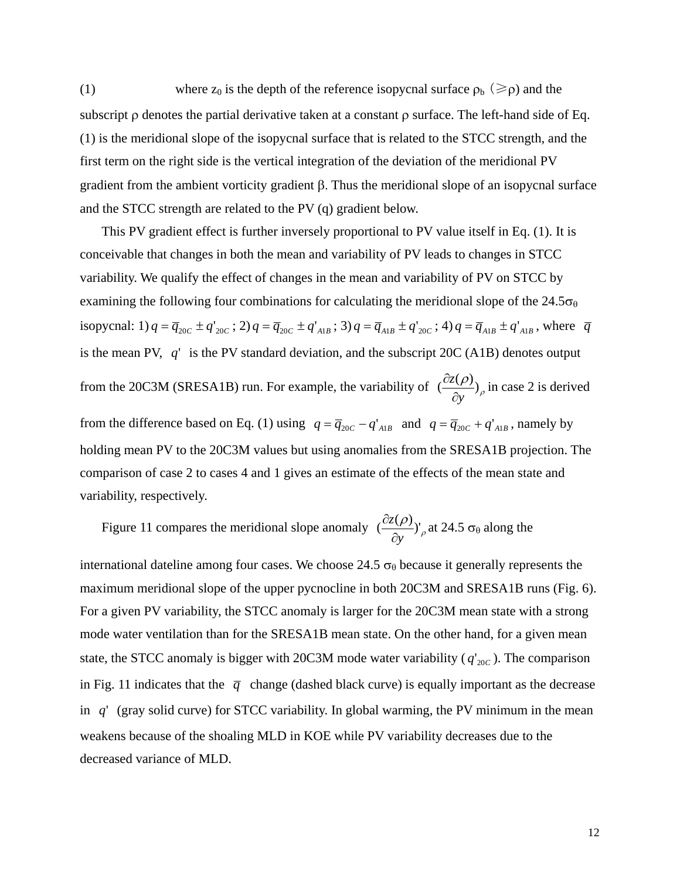(1) where $z_0$ is the depth of the reference isopycnal surface $\rho_b$ ($\geqslant\rho$) and the subscript $\rho$ denotes the partial derivative taken at a constant $\rho$ surface. The left-hand side of Eq. (1) is the meridional slope of the isopycnal surface that is related to the STCC strength, and the first term on the right side is the vertical integration of the deviation of the meridional PV gradient from the ambient vorticity gradient $\beta$. Thus the meridional slope of an isopycnal surface and the STCC strength are related to the PV (q) gradient below.

This PV gradient effect is further inversely proportional to PV value itself in Eq. (1). It is conceivable that changes in both the mean and variability of PV leads to changes in STCC variability. We qualify the effect of changes in the mean and variability of PV on STCC by examining the following four combinations for calculating the meridional slope of the 24.5$\sigma_\theta$ isopycnal: 1) $q = \overline{q}_{20C} \pm q'_{20C}$; 2) $q = \overline{q}_{20C} \pm q'_{A1B}$; 3) $q = \overline{q}_{A1B} \pm q'_{20C}$; 4) $q = \overline{q}_{A1B} \pm q'_{A1B}$, where $\overline{q}$ is the mean PV, $q'$ is the PV standard deviation, and the subscript 20C (A1B) denotes output from the 20C3M (SRESA1B) run. For example, the variability of $(\frac{\partial z(\rho)}{\partial y})_\rho$ in case 2 is derived from the difference based on Eq. (1) using $q = \overline{q}_{20C} - q'_{A1B}$ and $q = \overline{q}_{20C} + q'_{A1B}$, namely by holding mean PV to the 20C3M values but using anomalies from the SRESA1B projection. The comparison of case 2 to cases 4 and 1 gives an estimate of the effects of the mean state and variability, respectively.

Figure 11 compares the meridional slope anomaly $(\frac{\partial z(\rho)}{\partial y})'_\rho$ at 24.5 $\sigma_\theta$ along the international dateline among four cases. We choose 24.5 $\sigma_\theta$ because it generally represents the maximum meridional slope of the upper pycnocline in both 20C3M and SRESA1B runs (Fig. 6). For a given PV variability, the STCC anomaly is larger for the 20C3M mean state with a strong mode water ventilation than for the SRESA1B mean state. On the other hand, for a given mean state, the STCC anomaly is bigger with 20C3M mode water variability ($q'_{20C}$). The comparison in Fig. 11 indicates that the $\overline{q}$ change (dashed black curve) is equally important as the decrease in $q'$ (gray solid curve) for STCC variability. In global warming, the PV minimum in the mean weakens because of the shoaling MLD in KOE while PV variability decreases due to the decreased variance of MLD.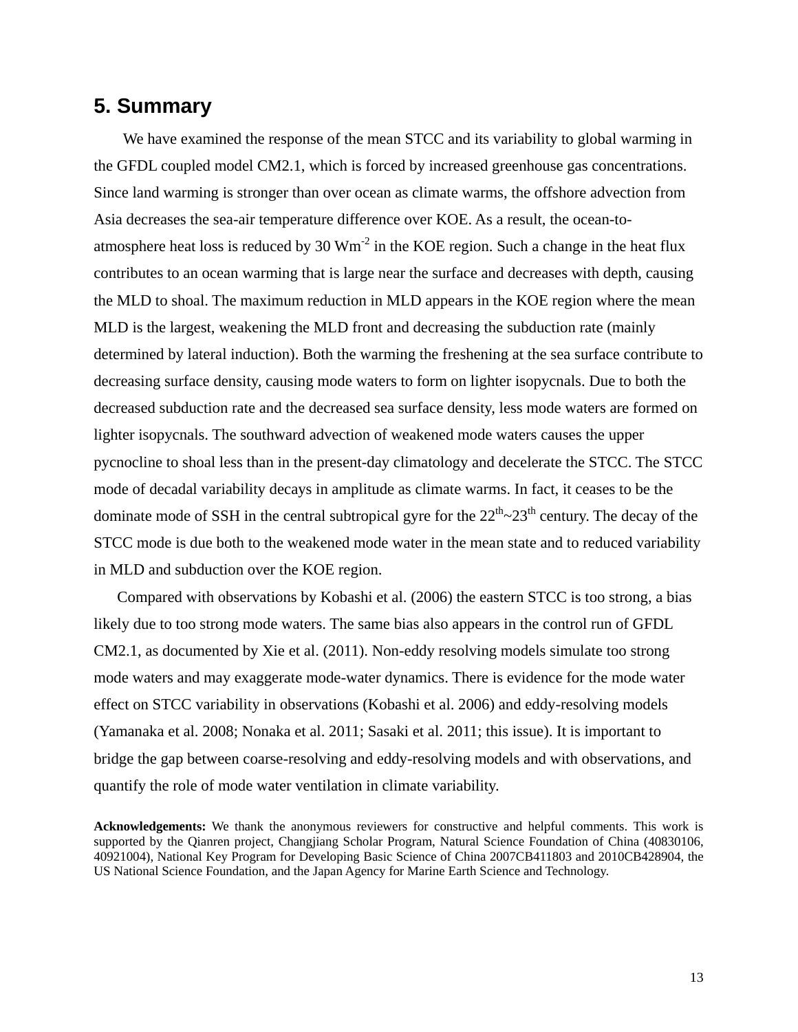## 5. Summary

We have examined the response of the mean STCC and its variability to global warming in the GFDL coupled model CM2.1, which is forced by increased greenhouse gas concentrations. Since land warming is stronger than over ocean as climate warms, the offshore advection from Asia decreases the sea-air temperature difference over KOE. As a result, the ocean-to-atmosphere heat loss is reduced by 30 $Wm^{-2}$ in the KOE region. Such a change in the heat flux contributes to an ocean warming that is large near the surface and decreases with depth, causing the MLD to shoal. The maximum reduction in MLD appears in the KOE region where the mean MLD is the largest, weakening the MLD front and decreasing the subduction rate (mainly determined by lateral induction). Both the warming the freshening at the sea surface contribute to decreasing surface density, causing mode waters to form on lighter isopycnals. Due to both the decreased subduction rate and the decreased sea surface density, less mode waters are formed on lighter isopycnals. The southward advection of weakened mode waters causes the upper pycnocline to shoal less than in the present-day climatology and decelerate the STCC. The STCC mode of decadal variability decays in amplitude as climate warms. In fact, it ceases to be the dominate mode of SSH in the central subtropical gyre for the $22^{th}$~$23^{th}$ century. The decay of the STCC mode is due both to the weakened mode water in the mean state and to reduced variability in MLD and subduction over the KOE region.

Compared with observations by Kobashi et al. (2006) the eastern STCC is too strong, a bias likely due to too strong mode waters. The same bias also appears in the control run of GFDL CM2.1, as documented by Xie et al. (2011). Non-eddy resolving models simulate too strong mode waters and may exaggerate mode-water dynamics. There is evidence for the mode water effect on STCC variability in observations (Kobashi et al. 2006) and eddy-resolving models (Yamanaka et al. 2008; Nonaka et al. 2011; Sasaki et al. 2011; this issue). It is important to bridge the gap between coarse-resolving and eddy-resolving models and with observations, and quantify the role of mode water ventilation in climate variability.

**Acknowledgements:** We thank the anonymous reviewers for constructive and helpful comments. This work is supported by the Qianren project, Changjiang Scholar Program, Natural Science Foundation of China (40830106, 40921004), National Key Program for Developing Basic Science of China 2007CB411803 and 2010CB428904, the US National Science Foundation, and the Japan Agency for Marine Earth Science and Technology.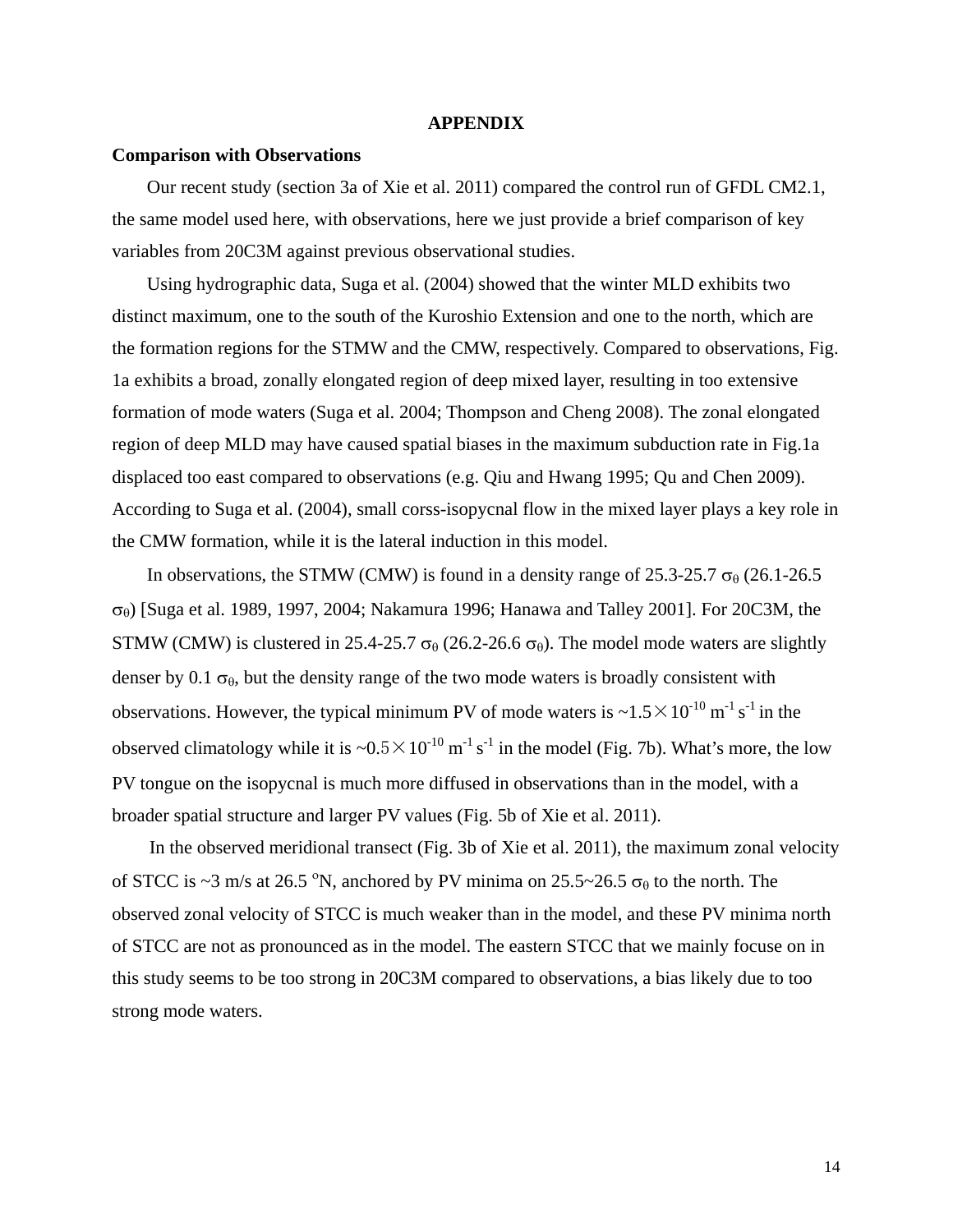## APPENDIX

### Comparison with Observations

Our recent study (section 3a of Xie et al. 2011) compared the control run of GFDL CM2.1, the same model used here, with observations, here we just provide a brief comparison of key variables from 20C3M against previous observational studies.

Using hydrographic data, Suga et al. (2004) showed that the winter MLD exhibits two distinct maximum, one to the south of the Kuroshio Extension and one to the north, which are the formation regions for the STMW and the CMW, respectively. Compared to observations, Fig. 1a exhibits a broad, zonally elongated region of deep mixed layer, resulting in too extensive formation of mode waters (Suga et al. 2004; Thompson and Cheng 2008). The zonal elongated region of deep MLD may have caused spatial biases in the maximum subduction rate in Fig.1a displaced too east compared to observations (e.g. Qiu and Hwang 1995; Qu and Chen 2009). According to Suga et al. (2004), small corss-isopycnal flow in the mixed layer plays a key role in the CMW formation, while it is the lateral induction in this model.

In observations, the STMW (CMW) is found in a density range of 25.3-25.7 $\sigma_\theta$ (26.1-26.5 $\sigma_\theta$) [Suga et al. 1989, 1997, 2004; Nakamura 1996; Hanawa and Talley 2001]. For 20C3M, the STMW (CMW) is clustered in 25.4-25.7 $\sigma_\theta$ (26.2-26.6 $\sigma_\theta$). The model mode waters are slightly denser by 0.1 $\sigma_\theta$, but the density range of the two mode waters is broadly consistent with observations. However, the typical minimum PV of mode waters is ~$1.5\times10^{-10}$ $m^{-1}$ $s^{-1}$ in the observed climatology while it is ~$0.5\times10^{-10}$ $m^{-1}$ $s^{-1}$ in the model (Fig. 7b). What's more, the low PV tongue on the isopycnal is much more diffused in observations than in the model, with a broader spatial structure and larger PV values (Fig. 5b of Xie et al. 2011).

In the observed meridional transect (Fig. 3b of Xie et al. 2011), the maximum zonal velocity of STCC is ~3 m/s at 26.5 $^{o}$N, anchored by PV minima on 25.5~26.5 $\sigma_\theta$ to the north. The observed zonal velocity of STCC is much weaker than in the model, and these PV minima north of STCC are not as pronounced as in the model. The eastern STCC that we mainly focuse on in this study seems to be too strong in 20C3M compared to observations, a bias likely due to too strong mode waters.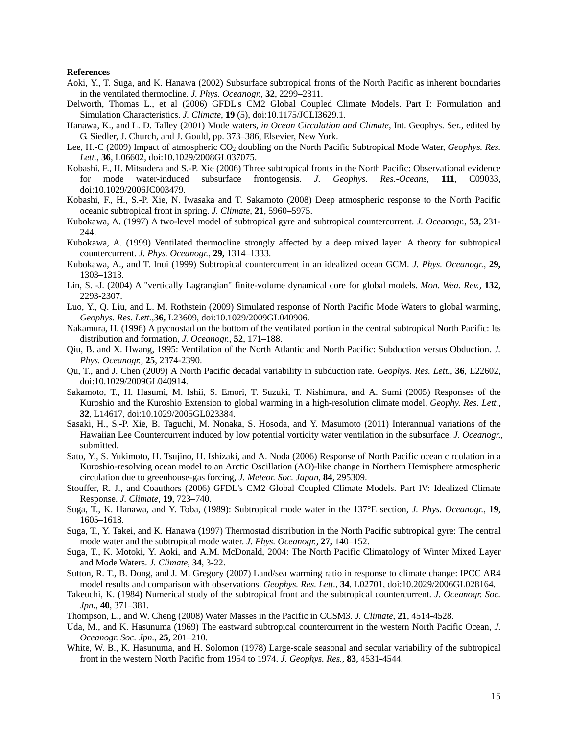**References**

Aoki, Y., T. Suga, and K. Hanawa (2002) Subsurface subtropical fronts of the North Pacific as inherent boundaries in the ventilated thermocline. *J. Phys. Oceanogr.*, **32**, 2299–2311.

Delworth, Thomas L., et al (2006) GFDL's CM2 Global Coupled Climate Models. Part I: Formulation and Simulation Characteristics. *J. Climate*, **19** (5), doi:10.1175/JCLI3629.1.

Hanawa, K., and L. D. Talley (2001) Mode waters, *in Ocean Circulation and Climate*, Int. Geophys. Ser., edited by G. Siedler, J. Church, and J. Gould, pp. 373–386, Elsevier, New York.

Lee, H.-C (2009) Impact of atmospheric $CO_2$ doubling on the North Pacific Subtropical Mode Water, *Geophys. Res. Lett.*, **36**, L06602, doi:10.1029/2008GL037075.

Kobashi, F., H. Mitsudera and S.-P. Xie (2006) Three subtropical fronts in the North Pacific: Observational evidence for mode water-induced subsurface frontogensis. *J. Geophys. Res.-Oceans*, **111**, C09033, doi:10.1029/2006JC003479.

Kobashi, F., H., S.-P. Xie, N. Iwasaka and T. Sakamoto (2008) Deep atmospheric response to the North Pacific oceanic subtropical front in spring. *J. Climate*, **21**, 5960–5975.

Kubokawa, A. (1997) A two-level model of subtropical gyre and subtropical countercurrent. *J. Oceanogr.*, **53,** 231-244.

Kubokawa, A. (1999) Ventilated thermocline strongly affected by a deep mixed layer: A theory for subtropical countercurrent. *J. Phys. Oceanogr.,* **29,** 1314–1333.

Kubokawa, A., and T. Inui (1999) Subtropical countercurrent in an idealized ocean GCM. *J. Phys. Oceanogr.,* **29,** 1303–1313.

Lin, S. -J. (2004) A "vertically Lagrangian" finite-volume dynamical core for global models. *Mon. Wea. Rev.*, **132**, 2293-2307.

Luo, Y., Q. Liu, and L. M. Rothstein (2009) Simulated response of North Pacific Mode Waters to global warming, *Geophys. Res. Lett.*,**36,** L23609, doi:10.1029/2009GL040906.

Nakamura, H. (1996) A pycnostad on the bottom of the ventilated portion in the central subtropical North Pacific: Its distribution and formation, *J. Oceanogr.*, **52**, 171–188.

Qiu, B. and X. Hwang, 1995: Ventilation of the North Atlantic and North Pacific: Subduction versus Obduction. *J. Phys. Oceanogr.*, **25**, 2374-2390.

Qu, T., and J. Chen (2009) A North Pacific decadal variability in subduction rate. *Geophys. Res. Lett.*, **36**, L22602, doi:10.1029/2009GL040914.

Sakamoto, T., H. Hasumi, M. Ishii, S. Emori, T. Suzuki, T. Nishimura, and A. Sumi (2005) Responses of the Kuroshio and the Kuroshio Extension to global warming in a high-resolution climate model, *Geophy. Res. Lett.*, **32**, L14617, doi:10.1029/2005GL023384.

Sasaki, H., S.-P. Xie, B. Taguchi, M. Nonaka, S. Hosoda, and Y. Masumoto (2011) Interannual variations of the Hawaiian Lee Countercurrent induced by low potential vorticity water ventilation in the subsurface. *J. Oceanogr.*, submitted.

Sato, Y., S. Yukimoto, H. Tsujino, H. Ishizaki, and A. Noda (2006) Response of North Pacific ocean circulation in a Kuroshio-resolving ocean model to an Arctic Oscillation (AO)-like change in Northern Hemisphere atmospheric circulation due to greenhouse-gas forcing, *J. Meteor. Soc. Japan,* **84**, 295309.

Stouffer, R. J., and Coauthors (2006) GFDL's CM2 Global Coupled Climate Models. Part IV: Idealized Climate Response. *J. Climate*, **19**, 723–740.

Suga, T., K. Hanawa, and Y. Toba, (1989): Subtropical mode water in the 137°E section, *J. Phys. Oceanogr.*, **19**, 1605–1618.

Suga, T., Y. Takei, and K. Hanawa (1997) Thermostad distribution in the North Pacific subtropical gyre: The central mode water and the subtropical mode water. *J. Phys. Oceanogr.*, **27,** 140–152.

Suga, T., K. Motoki, Y. Aoki, and A.M. McDonald, 2004: The North Pacific Climatology of Winter Mixed Layer and Mode Waters. *J. Climate*, **34**, 3-22.

Sutton, R. T., B. Dong, and J. M. Gregory (2007) Land/sea warming ratio in response to climate change: IPCC AR4 model results and comparison with observations. *Geophys. Res. Lett.,* **34**, L02701, doi:10.2029/2006GL028164.

Takeuchi, K. (1984) Numerical study of the subtropical front and the subtropical countercurrent. *J. Oceanogr. Soc. Jpn.*, **40**, 371–381.

Thompson, L., and W. Cheng (2008) Water Masses in the Pacific in CCSM3. *J. Climate*, **21**, 4514-4528.

Uda, M., and K. Hasunuma (1969) The eastward subtropical countercurrent in the western North Pacific Ocean, *J. Oceanogr. Soc. Jpn.*, **25**, 201–210.

White, W. B., K. Hasunuma, and H. Solomon (1978) Large-scale seasonal and secular variability of the subtropical front in the western North Pacific from 1954 to 1974. *J. Geophys. Res.*, **83**, 4531-4544.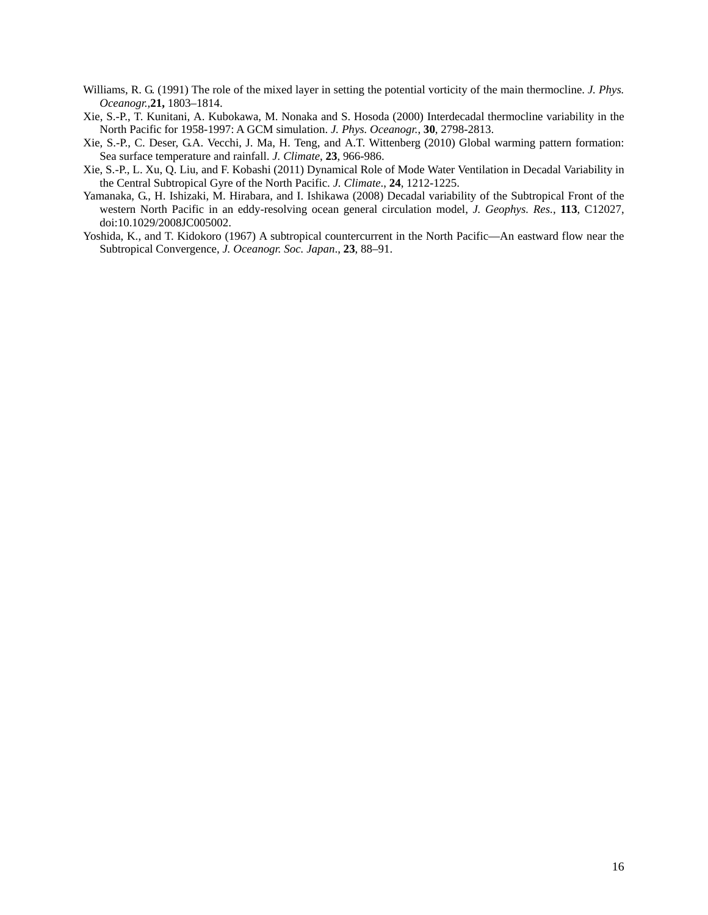Williams, R. G. (1991) The role of the mixed layer in setting the potential vorticity of the main thermocline. *J. Phys. Oceanogr.*,**21,** 1803–1814.

Xie, S.-P., T. Kunitani, A. Kubokawa, M. Nonaka and S. Hosoda (2000) Interdecadal thermocline variability in the North Pacific for 1958-1997: A GCM simulation. *J. Phys. Oceanogr.*, **30**, 2798-2813.

Xie, S.-P., C. Deser, G.A. Vecchi, J. Ma, H. Teng, and A.T. Wittenberg (2010) Global warming pattern formation: Sea surface temperature and rainfall. *J. Climate*, **23**, 966-986.

Xie, S.-P., L. Xu, Q. Liu, and F. Kobashi (2011) Dynamical Role of Mode Water Ventilation in Decadal Variability in the Central Subtropical Gyre of the North Pacific. *J. Climate*., **24**, 1212-1225.

Yamanaka, G., H. Ishizaki, M. Hirabara, and I. Ishikawa (2008) Decadal variability of the Subtropical Front of the western North Pacific in an eddy-resolving ocean general circulation model, *J. Geophys. Res.*, **113**, C12027, doi:10.1029/2008JC005002.

Yoshida, K., and T. Kidokoro (1967) A subtropical countercurrent in the North Pacific—An eastward flow near the Subtropical Convergence, *J. Oceanogr. Soc. Japan*., **23**, 88–91.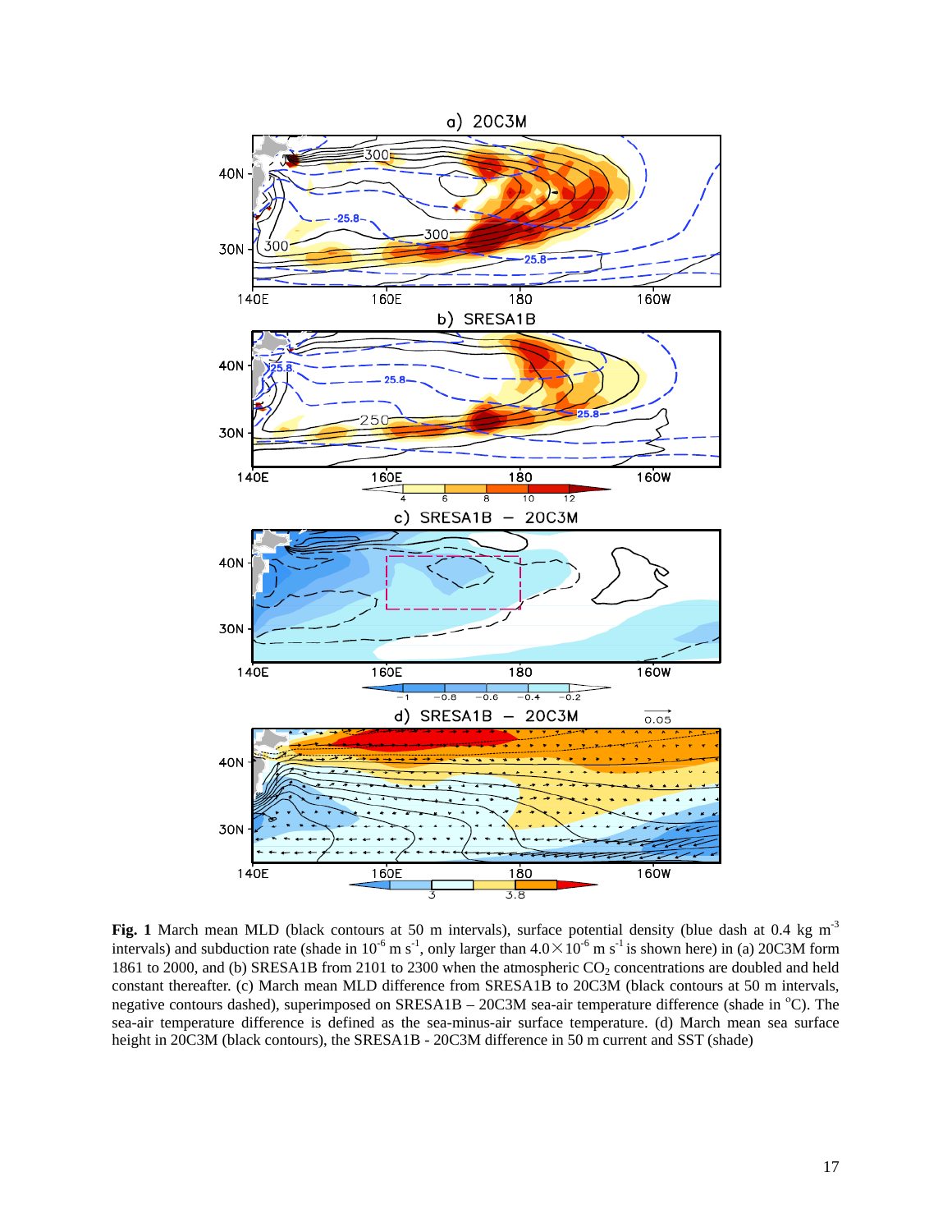**Fig. 1** March mean MLD (black contours at 50 m intervals), surface potential density (blue dash at 0.4 kg m$^{-3}$ intervals) and subduction rate (shade in $10^{-6}$ m s$^{-1}$, only larger than $4.0\times10^{-6}$ m s$^{-1}$ is shown here) in (a) 20C3M form 1861 to 2000, and (b) SRESA1B from 2101 to 2300 when the atmospheric $CO_2$ concentrations are doubled and held constant thereafter. (c) March mean MLD difference from SRESA1B to 20C3M (black contours at 50 m intervals, negative contours dashed), superimposed on SRESA1B – 20C3M sea-air temperature difference (shade in $^{o}$C). The sea-air temperature difference is defined as the sea-minus-air surface temperature. (d) March mean sea surface height in 20C3M (black contours), the SRESA1B - 20C3M difference in 50 m current and SST (shade)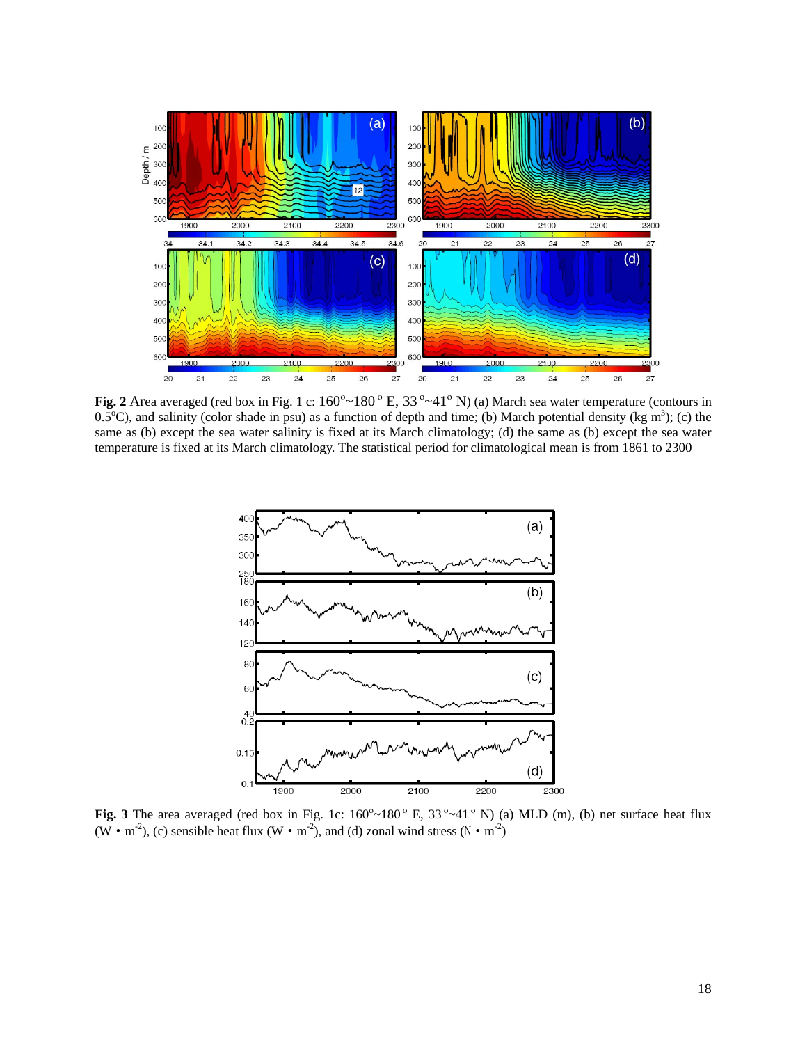**Fig. 2** Area averaged (red box in Fig. 1 c: 160°~180° E, 33°~41° N) (a) March sea water temperature (contours in 0.5°C), and salinity (color shade in psu) as a function of depth and time; (b) March potential density (kg m[3]); (c) the same as (b) except the sea water salinity is fixed at its March climatology; (d) the same as (b) except the sea water temperature is fixed at its March climatology. The statistical period for climatological mean is from 1861 to 2300

**Fig. 3** The area averaged (red box in Fig. 1c: 160°~180° E, 33°~41° N) (a) MLD (m), (b) net surface heat flux (W • $m^{-2}$), (c) sensible heat flux (W • $m^{-2}$), and (d) zonal wind stress (N • $m^{-2}$)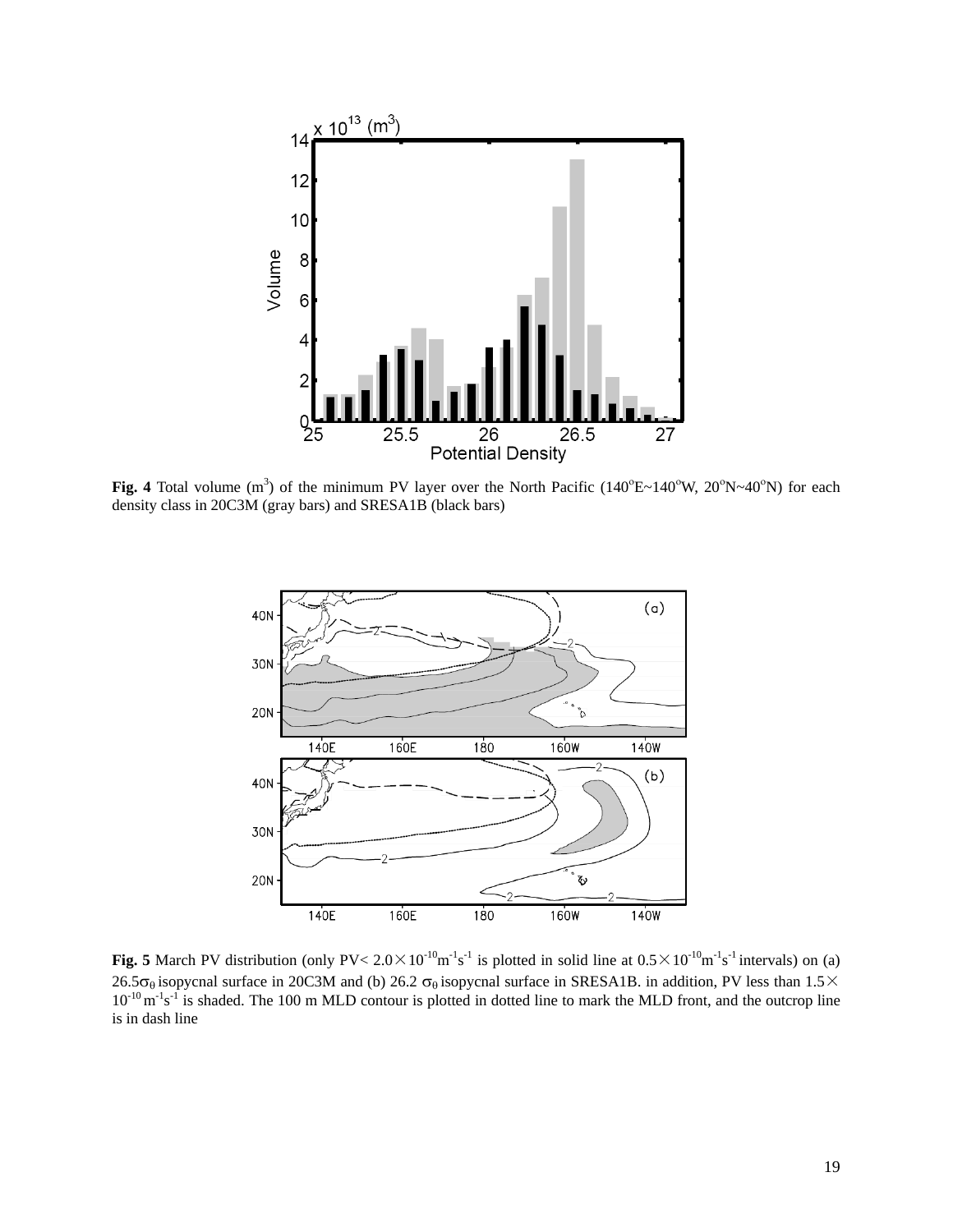**Fig. 4** Total volume ($m^3$) of the minimum PV layer over the North Pacific (140°E~140°W, 20°N~40°N) for each density class in 20C3M (gray bars) and SRESA1B (black bars)

**Fig. 5** March PV distribution (only PV< $2.0\times10^{-10}m^{-1}s^{-1}$ is plotted in solid line at $0.5\times10^{-10}m^{-1}s^{-1}$ intervals) on (a) $26.5\sigma_\theta$ isopycnal surface in 20C3M and (b) 26.2 $\sigma_\theta$ isopycnal surface in SRESA1B. in addition, PV less than $1.5\times10^{-10}\,m^{-1}s^{-1}$ is shaded. The 100 m MLD contour is plotted in dotted line to mark the MLD front, and the outcrop line is in dash line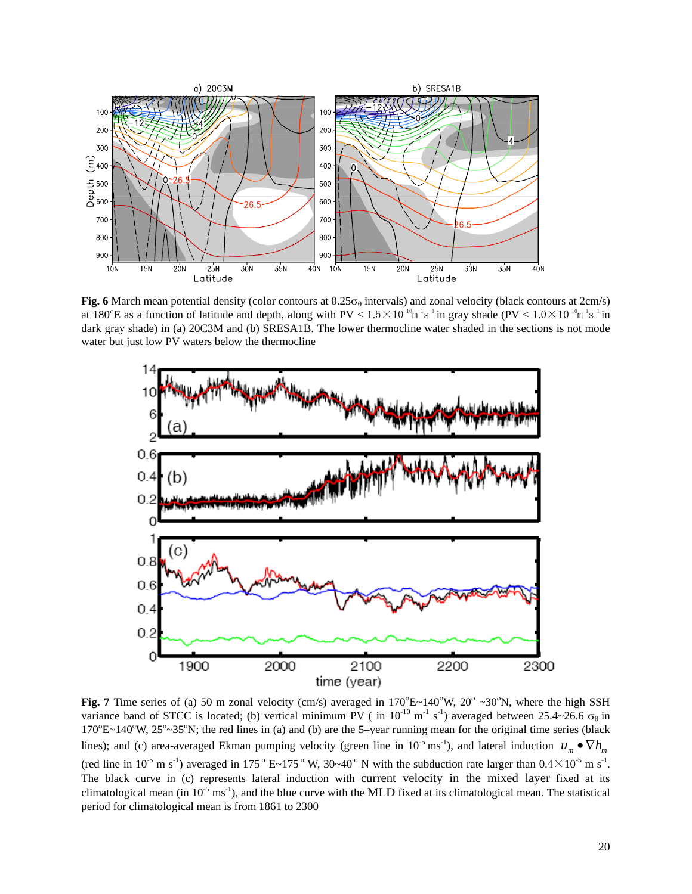**Fig. 6** March mean potential density (color contours at 0.25$\sigma_\theta$ intervals) and zonal velocity (black contours at 2cm/s) at 180°E as a function of latitude and depth, along with PV < 1.5×$10^{-10}$m$^{-1}$s$^{-1}$ in gray shade (PV < 1.0×$10^{-10}$m$^{-1}$s$^{-1}$ in dark gray shade) in (a) 20C3M and (b) SRESA1B. The lower thermocline water shaded in the sections is not mode water but just low PV waters below the thermocline

**Fig. 7** Time series of (a) 50 m zonal velocity (cm/s) averaged in 170°E~140°W, 20° ~30°N, where the high SSH variance band of STCC is located; (b) vertical minimum PV ( in $10^{-10}$ m$^{-1}$ s$^{-1}$) averaged between 25.4~26.6 $\sigma_\theta$ in 170°E~140°W, 25°~35°N; the red lines in (a) and (b) are the 5–year running mean for the original time series (black lines); and (c) area-averaged Ekman pumping velocity (green line in $10^{-5}$ ms$^{-1}$), and lateral induction $u_m \bullet \nabla h_m$ (red line in $10^{-5}$ m s$^{-1}$) averaged in 175° E~175° W, 30~40° N with the subduction rate larger than 0.4×$10^{-5}$ m s$^{-1}$. The black curve in (c) represents lateral induction with current velocity in the mixed layer fixed at its climatological mean (in $10^{-5}$ ms$^{-1}$), and the blue curve with the MLD fixed at its climatological mean. The statistical period for climatological mean is from 1861 to 2300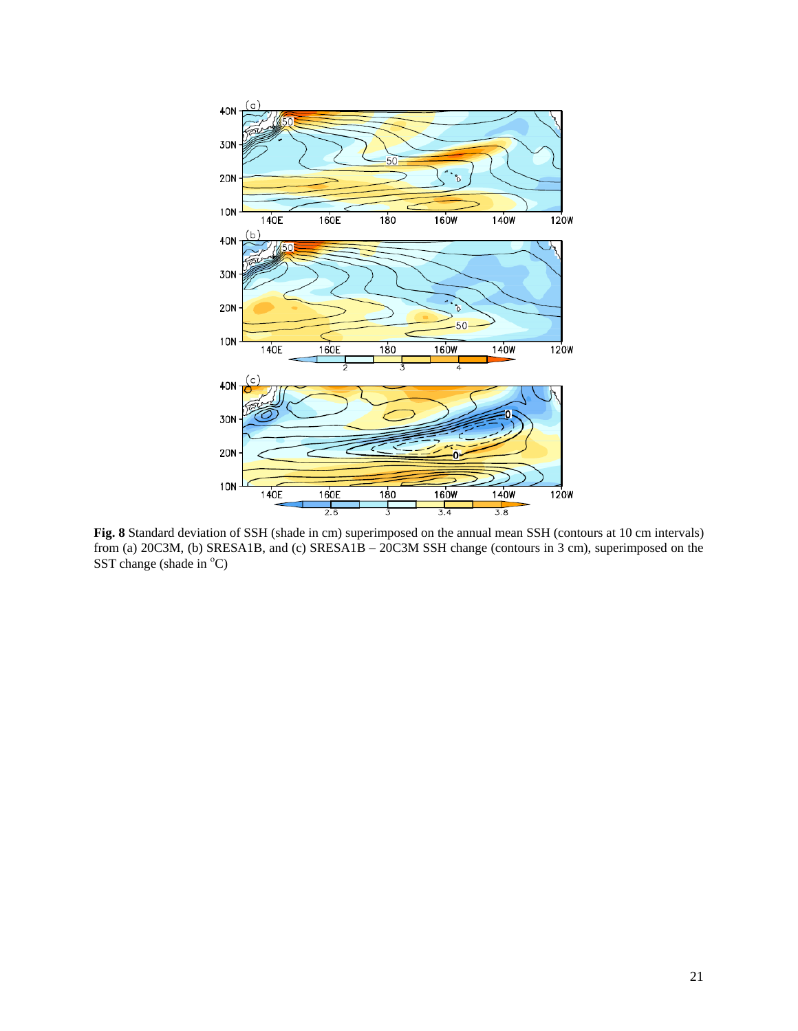**Fig. 8** Standard deviation of SSH (shade in cm) superimposed on the annual mean SSH (contours at 10 cm intervals) from (a) 20C3M, (b) SRESA1B, and (c) SRESA1B – 20C3M SSH change (contours in 3 cm), superimposed on the SST change (shade in $^{o}$C)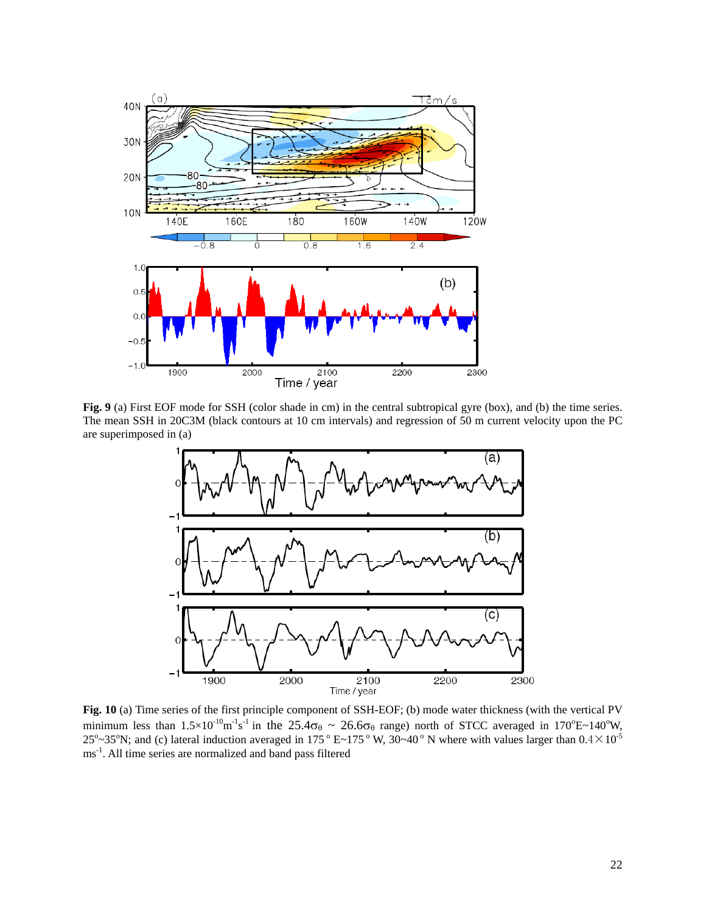**Fig. 9** (a) First EOF mode for SSH (color shade in cm) in the central subtropical gyre (box), and (b) the time series. The mean SSH in 20C3M (black contours at 10 cm intervals) and regression of 50 m current velocity upon the PC are superimposed in (a)

**Fig. 10** (a) Time series of the first principle component of SSH-EOF; (b) mode water thickness (with the vertical PV minimum less than $1.5\times10^{-10}\text{m}^{-1}\text{s}^{-1}$ in the $25.4\sigma_\theta$ ~ $26.6\sigma_\theta$ range) north of STCC averaged in 170°E~140°W, 25°~35°N; and (c) lateral induction averaged in 175°E~175°W, 30~40°N where with values larger than $0.4\times10^{-5}$ $\text{ms}^{-1}$. All time series are normalized and band pass filtered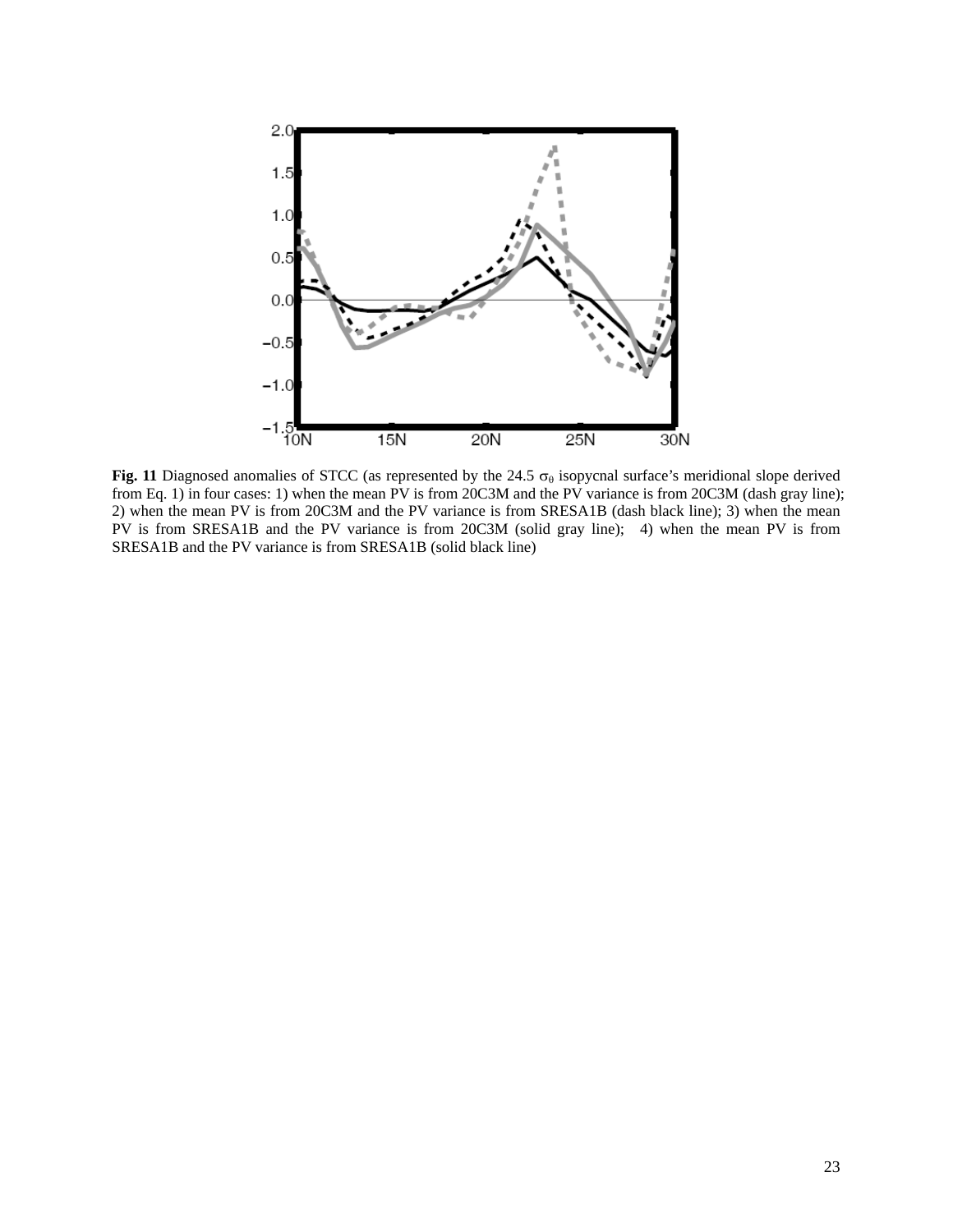2.0
1.5
1.0
0.5
0.0
−0.5
−1.0
−1.5
10N
15N
20N
25N
30N

**Fig. 11** Diagnosed anomalies of STCC (as represented by the 24.5 $\sigma_\theta$ isopycnal surface's meridional slope derived from Eq. 1) in four cases: 1) when the mean PV is from 20C3M and the PV variance is from 20C3M (dash gray line); 2) when the mean PV is from 20C3M and the PV variance is from SRESA1B (dash black line); 3) when the mean PV is from SRESA1B and the PV variance is from 20C3M (solid gray line); 4) when the mean PV is from SRESA1B and the PV variance is from SRESA1B (solid black line)